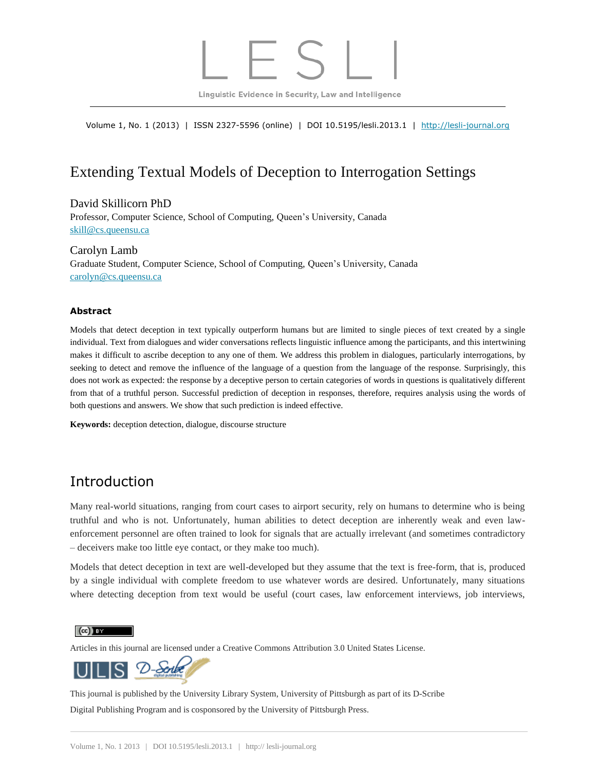# LESLI

Linguistic Evidence in Security, Law and Intelligence

Volume 1, No. 1 (2013) | ISSN 2327-5596 (online) | DOI 10.5195/lesli.2013.1 | http://lesli-journal.org

# Extending Textual Models of Deception to Interrogation Settings

David Skillicorn PhD
Professor, Computer Science, School of Computing, Queen's University, Canada
skill@cs.queensu.ca

Carolyn Lamb
Graduate Student, Computer Science, School of Computing, Queen's University, Canada
carolyn@cs.queensu.ca

### Abstract

Models that detect deception in text typically outperform humans but are limited to single pieces of text created by a single individual. Text from dialogues and wider conversations reflects linguistic influence among the participants, and this intertwining makes it difficult to ascribe deception to any one of them. We address this problem in dialogues, particularly interrogations, by seeking to detect and remove the influence of the language of a question from the language of the response. Surprisingly, this does not work as expected: the response by a deceptive person to certain categories of words in questions is qualitatively different from that of a truthful person. Successful prediction of deception in responses, therefore, requires analysis using the words of both questions and answers. We show that such prediction is indeed effective.

**Keywords:** deception detection, dialogue, discourse structure

## Introduction

Many real-world situations, ranging from court cases to airport security, rely on humans to determine who is being truthful and who is not. Unfortunately, human abilities to detect deception are inherently weak and even law-enforcement personnel are often trained to look for signals that are actually irrelevant (and sometimes contradictory – deceivers make too little eye contact, or they make too much).

Models that detect deception in text are well-developed but they assume that the text is free-form, that is, produced by a single individual with complete freedom to use whatever words are desired. Unfortunately, many situations where detecting deception from text would be useful (court cases, law enforcement interviews, job interviews,

Articles in this journal are licensed under a Creative Commons Attribution 3.0 United States License.

This journal is published by the University Library System, University of Pittsburgh as part of its D-Scribe Digital Publishing Program and is cosponsored by the University of Pittsburgh Press.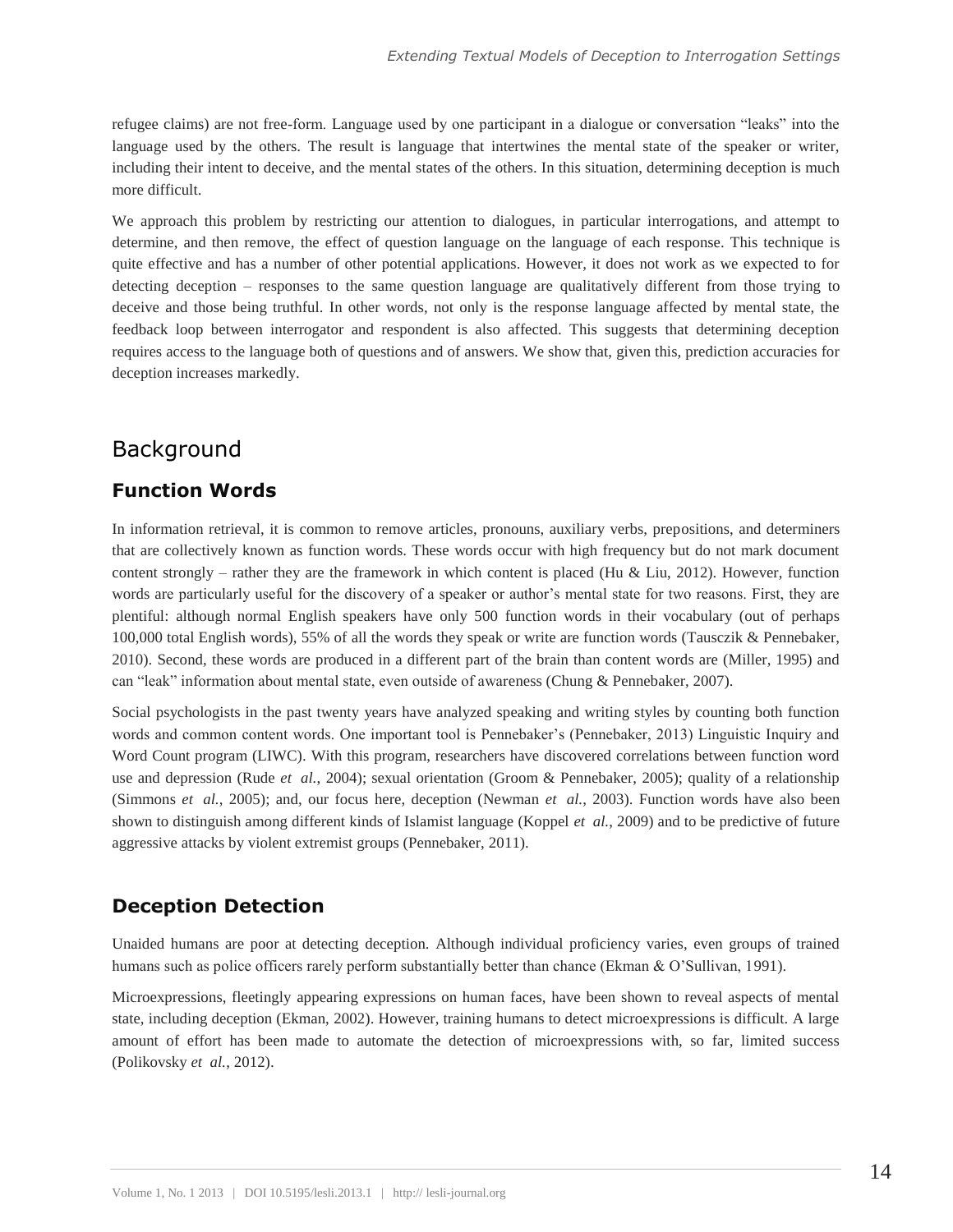refugee claims) are not free-form. Language used by one participant in a dialogue or conversation "leaks" into the language used by the others. The result is language that intertwines the mental state of the speaker or writer, including their intent to deceive, and the mental states of the others. In this situation, determining deception is much more difficult.

We approach this problem by restricting our attention to dialogues, in particular interrogations, and attempt to determine, and then remove, the effect of question language on the language of each response. This technique is quite effective and has a number of other potential applications. However, it does not work as we expected to for detecting deception – responses to the same question language are qualitatively different from those trying to deceive and those being truthful. In other words, not only is the response language affected by mental state, the feedback loop between interrogator and respondent is also affected. This suggests that determining deception requires access to the language both of questions and of answers. We show that, given this, prediction accuracies for deception increases markedly.

# Background

## Function Words

In information retrieval, it is common to remove articles, pronouns, auxiliary verbs, prepositions, and determiners that are collectively known as function words. These words occur with high frequency but do not mark document content strongly – rather they are the framework in which content is placed (Hu & Liu, 2012). However, function words are particularly useful for the discovery of a speaker or author's mental state for two reasons. First, they are plentiful: although normal English speakers have only 500 function words in their vocabulary (out of perhaps 100,000 total English words), 55% of all the words they speak or write are function words (Tausczik & Pennebaker, 2010). Second, these words are produced in a different part of the brain than content words are (Miller, 1995) and can "leak" information about mental state, even outside of awareness (Chung & Pennebaker, 2007).

Social psychologists in the past twenty years have analyzed speaking and writing styles by counting both function words and common content words. One important tool is Pennebaker's (Pennebaker, 2013) Linguistic Inquiry and Word Count program (LIWC). With this program, researchers have discovered correlations between function word use and depression (Rude *et al.*, 2004); sexual orientation (Groom & Pennebaker, 2005); quality of a relationship (Simmons *et al.*, 2005); and, our focus here, deception (Newman *et al.*, 2003). Function words have also been shown to distinguish among different kinds of Islamist language (Koppel *et al.*, 2009) and to be predictive of future aggressive attacks by violent extremist groups (Pennebaker, 2011).

## Deception Detection

Unaided humans are poor at detecting deception. Although individual proficiency varies, even groups of trained humans such as police officers rarely perform substantially better than chance (Ekman & O'Sullivan, 1991).

Microexpressions, fleetingly appearing expressions on human faces, have been shown to reveal aspects of mental state, including deception (Ekman, 2002). However, training humans to detect microexpressions is difficult. A large amount of effort has been made to automate the detection of microexpressions with, so far, limited success (Polikovsky *et al.*, 2012).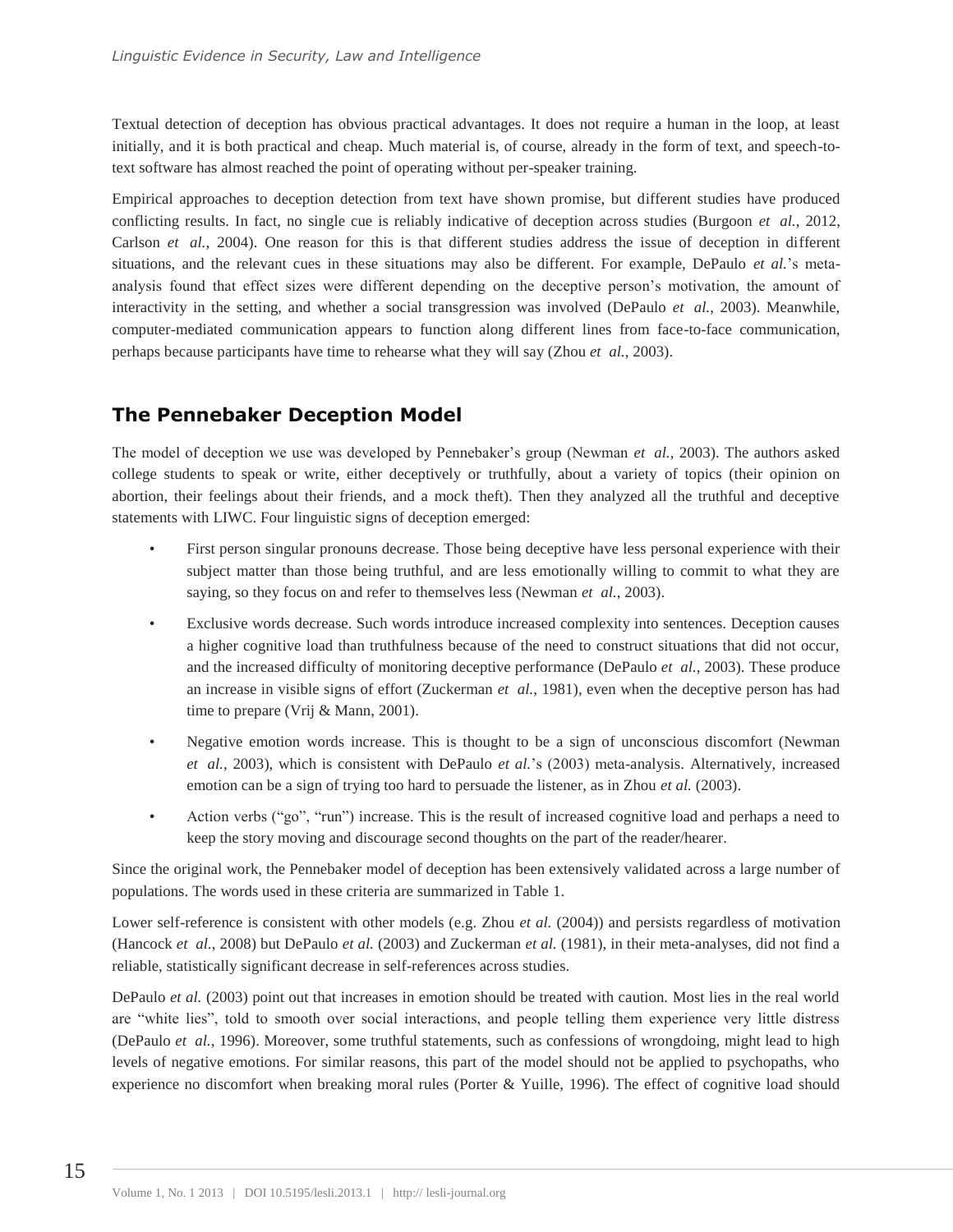Textual detection of deception has obvious practical advantages. It does not require a human in the loop, at least initially, and it is both practical and cheap. Much material is, of course, already in the form of text, and speech-to-text software has almost reached the point of operating without per-speaker training.

Empirical approaches to deception detection from text have shown promise, but different studies have produced conflicting results. In fact, no single cue is reliably indicative of deception across studies (Burgoon *et al.*, 2012, Carlson *et al.*, 2004). One reason for this is that different studies address the issue of deception in different situations, and the relevant cues in these situations may also be different. For example, DePaulo *et al.*'s meta-analysis found that effect sizes were different depending on the deceptive person's motivation, the amount of interactivity in the setting, and whether a social transgression was involved (DePaulo *et al.*, 2003). Meanwhile, computer-mediated communication appears to function along different lines from face-to-face communication, perhaps because participants have time to rehearse what they will say (Zhou *et al.*, 2003).

## The Pennebaker Deception Model

The model of deception we use was developed by Pennebaker's group (Newman *et al.*, 2003). The authors asked college students to speak or write, either deceptively or truthfully, about a variety of topics (their opinion on abortion, their feelings about their friends, and a mock theft). Then they analyzed all the truthful and deceptive statements with LIWC. Four linguistic signs of deception emerged:

- First person singular pronouns decrease. Those being deceptive have less personal experience with their subject matter than those being truthful, and are less emotionally willing to commit to what they are saying, so they focus on and refer to themselves less (Newman *et al.*, 2003).
- Exclusive words decrease. Such words introduce increased complexity into sentences. Deception causes a higher cognitive load than truthfulness because of the need to construct situations that did not occur, and the increased difficulty of monitoring deceptive performance (DePaulo *et al.*, 2003). These produce an increase in visible signs of effort (Zuckerman *et al.*, 1981), even when the deceptive person has had time to prepare (Vrij & Mann, 2001).
- Negative emotion words increase. This is thought to be a sign of unconscious discomfort (Newman *et al.*, 2003), which is consistent with DePaulo *et al.*'s (2003) meta-analysis. Alternatively, increased emotion can be a sign of trying too hard to persuade the listener, as in Zhou *et al.* (2003).
- Action verbs ("go", "run") increase. This is the result of increased cognitive load and perhaps a need to keep the story moving and discourage second thoughts on the part of the reader/hearer.

Since the original work, the Pennebaker model of deception has been extensively validated across a large number of populations. The words used in these criteria are summarized in Table 1.

Lower self-reference is consistent with other models (e.g. Zhou *et al.* (2004)) and persists regardless of motivation (Hancock *et al.*, 2008) but DePaulo *et al.* (2003) and Zuckerman *et al.* (1981), in their meta-analyses, did not find a reliable, statistically significant decrease in self-references across studies.

DePaulo *et al.* (2003) point out that increases in emotion should be treated with caution. Most lies in the real world are "white lies", told to smooth over social interactions, and people telling them experience very little distress (DePaulo *et al.*, 1996). Moreover, some truthful statements, such as confessions of wrongdoing, might lead to high levels of negative emotions. For similar reasons, this part of the model should not be applied to psychopaths, who experience no discomfort when breaking moral rules (Porter & Yuille, 1996). The effect of cognitive load should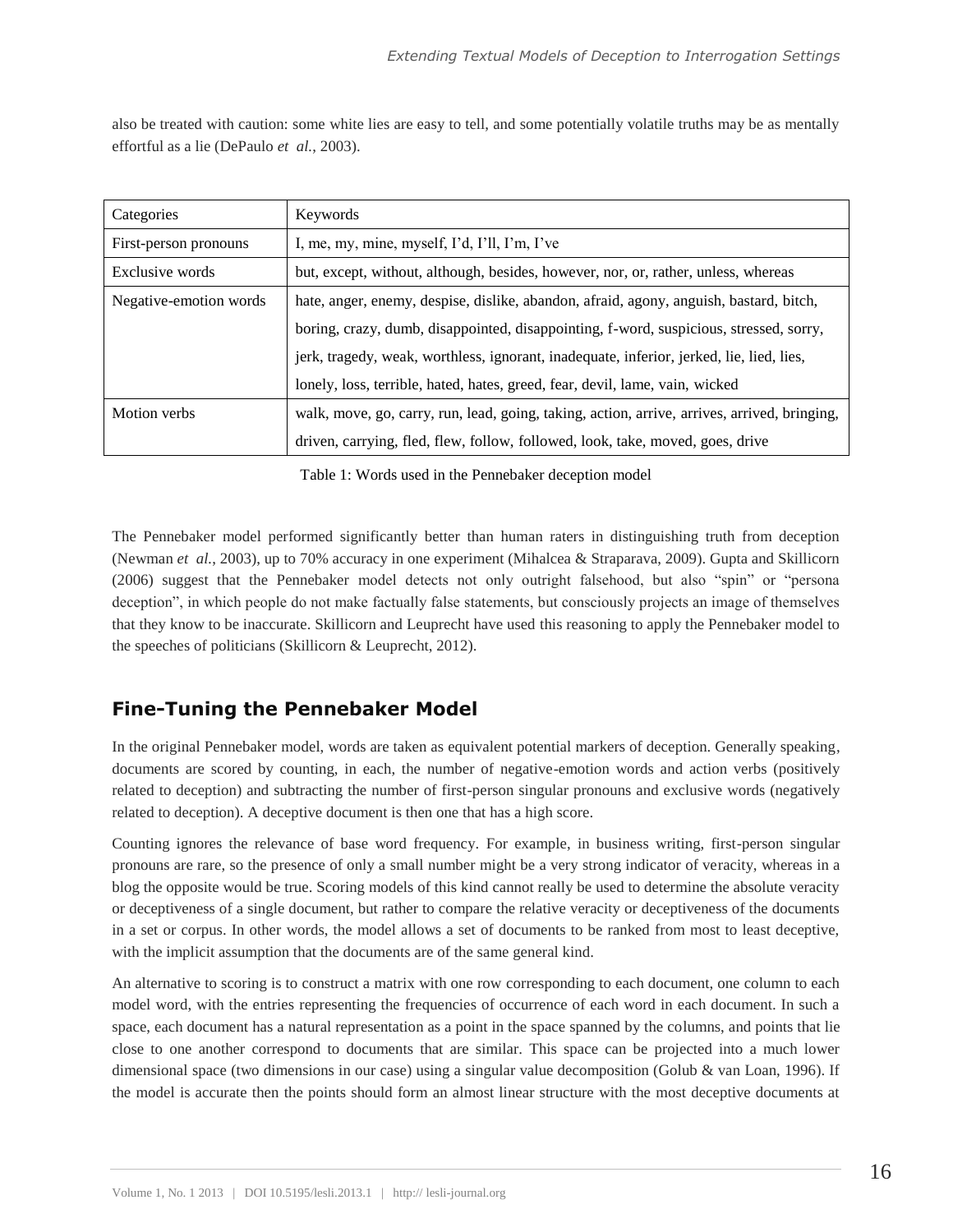also be treated with caution: some white lies are easy to tell, and some potentially volatile truths may be as mentally effortful as a lie (DePaulo *et al.*, 2003).

| Categories | Keywords |
| --- | --- |
| First-person pronouns | I, me, my, mine, myself, I'd, I'll, I'm, I've |
| Exclusive words | but, except, without, although, besides, however, nor, or, rather, unless, whereas |
| Negative-emotion words | hate, anger, enemy, despise, dislike, abandon, afraid, agony, anguish, bastard, bitch, boring, crazy, dumb, disappointed, disappointing, f-word, suspicious, stressed, sorry, jerk, tragedy, weak, worthless, ignorant, inadequate, inferior, jerked, lie, lied, lies, lonely, loss, terrible, hated, hates, greed, fear, devil, lame, vain, wicked |
| Motion verbs | walk, move, go, carry, run, lead, going, taking, action, arrive, arrives, arrived, bringing, driven, carrying, fled, flew, follow, followed, look, take, moved, goes, drive |

Table 1: Words used in the Pennebaker deception model

The Pennebaker model performed significantly better than human raters in distinguishing truth from deception (Newman *et al.*, 2003), up to 70% accuracy in one experiment (Mihalcea & Straparava, 2009). Gupta and Skillicorn (2006) suggest that the Pennebaker model detects not only outright falsehood, but also "spin" or "persona deception", in which people do not make factually false statements, but consciously projects an image of themselves that they know to be inaccurate. Skillicorn and Leuprecht have used this reasoning to apply the Pennebaker model to the speeches of politicians (Skillicorn & Leuprecht, 2012).

## Fine-Tuning the Pennebaker Model

In the original Pennebaker model, words are taken as equivalent potential markers of deception. Generally speaking, documents are scored by counting, in each, the number of negative-emotion words and action verbs (positively related to deception) and subtracting the number of first-person singular pronouns and exclusive words (negatively related to deception). A deceptive document is then one that has a high score.

Counting ignores the relevance of base word frequency. For example, in business writing, first-person singular pronouns are rare, so the presence of only a small number might be a very strong indicator of veracity, whereas in a blog the opposite would be true. Scoring models of this kind cannot really be used to determine the absolute veracity or deceptiveness of a single document, but rather to compare the relative veracity or deceptiveness of the documents in a set or corpus. In other words, the model allows a set of documents to be ranked from most to least deceptive, with the implicit assumption that the documents are of the same general kind.

An alternative to scoring is to construct a matrix with one row corresponding to each document, one column to each model word, with the entries representing the frequencies of occurrence of each word in each document. In such a space, each document has a natural representation as a point in the space spanned by the columns, and points that lie close to one another correspond to documents that are similar. This space can be projected into a much lower dimensional space (two dimensions in our case) using a singular value decomposition (Golub & van Loan, 1996). If the model is accurate then the points should form an almost linear structure with the most deceptive documents at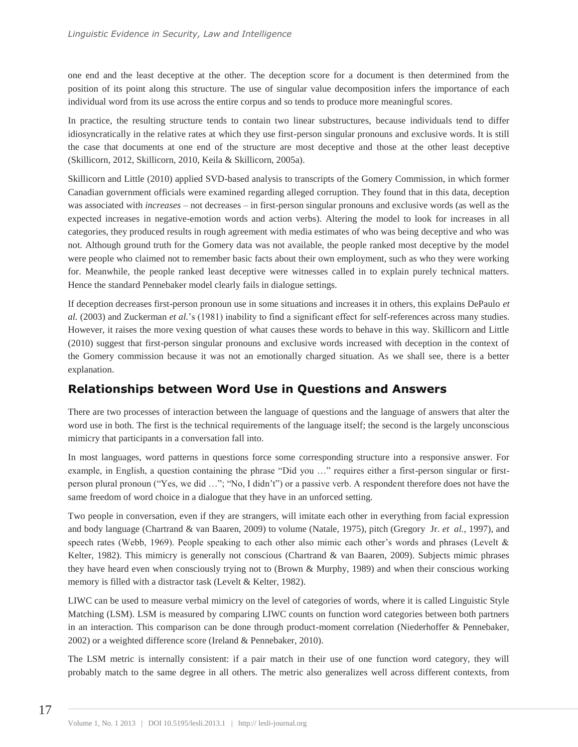one end and the least deceptive at the other. The deception score for a document is then determined from the position of its point along this structure. The use of singular value decomposition infers the importance of each individual word from its use across the entire corpus and so tends to produce more meaningful scores.

In practice, the resulting structure tends to contain two linear substructures, because individuals tend to differ idiosyncratically in the relative rates at which they use first-person singular pronouns and exclusive words. It is still the case that documents at one end of the structure are most deceptive and those at the other least deceptive (Skillicorn, 2012, Skillicorn, 2010, Keila & Skillicorn, 2005a).

Skillicorn and Little (2010) applied SVD-based analysis to transcripts of the Gomery Commission, in which former Canadian government officials were examined regarding alleged corruption. They found that in this data, deception was associated with *increases* – not decreases – in first-person singular pronouns and exclusive words (as well as the expected increases in negative-emotion words and action verbs). Altering the model to look for increases in all categories, they produced results in rough agreement with media estimates of who was being deceptive and who was not. Although ground truth for the Gomery data was not available, the people ranked most deceptive by the model were people who claimed not to remember basic facts about their own employment, such as who they were working for. Meanwhile, the people ranked least deceptive were witnesses called in to explain purely technical matters. Hence the standard Pennebaker model clearly fails in dialogue settings.

If deception decreases first-person pronoun use in some situations and increases it in others, this explains DePaulo *et al.* (2003) and Zuckerman *et al.*'s (1981) inability to find a significant effect for self-references across many studies. However, it raises the more vexing question of what causes these words to behave in this way. Skillicorn and Little (2010) suggest that first-person singular pronouns and exclusive words increased with deception in the context of the Gomery commission because it was not an emotionally charged situation. As we shall see, there is a better explanation.

## Relationships between Word Use in Questions and Answers

There are two processes of interaction between the language of questions and the language of answers that alter the word use in both. The first is the technical requirements of the language itself; the second is the largely unconscious mimicry that participants in a conversation fall into.

In most languages, word patterns in questions force some corresponding structure into a responsive answer. For example, in English, a question containing the phrase "Did you …" requires either a first-person singular or first-person plural pronoun ("Yes, we did …"; "No, I didn't") or a passive verb. A respondent therefore does not have the same freedom of word choice in a dialogue that they have in an unforced setting.

Two people in conversation, even if they are strangers, will imitate each other in everything from facial expression and body language (Chartrand & van Baaren, 2009) to volume (Natale, 1975), pitch (Gregory Jr. *et al.*, 1997), and speech rates (Webb, 1969). People speaking to each other also mimic each other's words and phrases (Levelt & Kelter, 1982). This mimicry is generally not conscious (Chartrand & van Baaren, 2009). Subjects mimic phrases they have heard even when consciously trying not to (Brown & Murphy, 1989) and when their conscious working memory is filled with a distractor task (Levelt & Kelter, 1982).

LIWC can be used to measure verbal mimicry on the level of categories of words, where it is called Linguistic Style Matching (LSM). LSM is measured by comparing LIWC counts on function word categories between both partners in an interaction. This comparison can be done through product-moment correlation (Niederhoffer & Pennebaker, 2002) or a weighted difference score (Ireland & Pennebaker, 2010).

The LSM metric is internally consistent: if a pair match in their use of one function word category, they will probably match to the same degree in all others. The metric also generalizes well across different contexts, from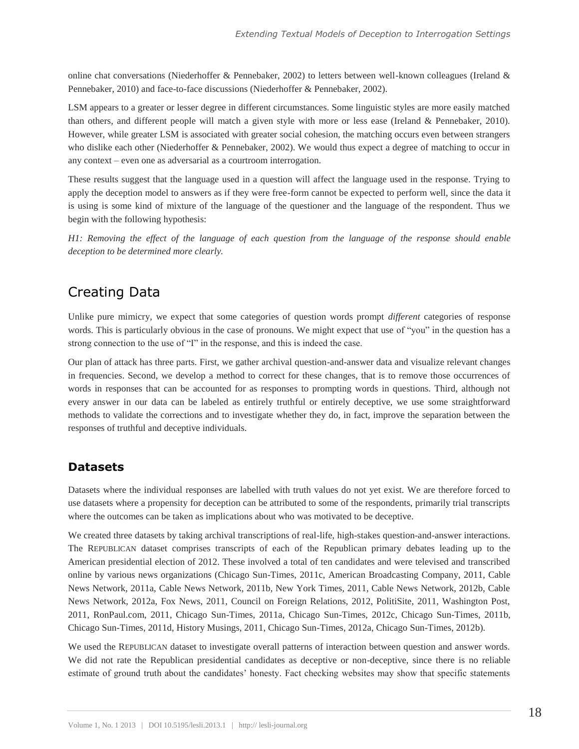online chat conversations (Niederhoffer & Pennebaker, 2002) to letters between well-known colleagues (Ireland & Pennebaker, 2010) and face-to-face discussions (Niederhoffer & Pennebaker, 2002).

LSM appears to a greater or lesser degree in different circumstances. Some linguistic styles are more easily matched than others, and different people will match a given style with more or less ease (Ireland & Pennebaker, 2010). However, while greater LSM is associated with greater social cohesion, the matching occurs even between strangers who dislike each other (Niederhoffer & Pennebaker, 2002). We would thus expect a degree of matching to occur in any context – even one as adversarial as a courtroom interrogation.

These results suggest that the language used in a question will affect the language used in the response. Trying to apply the deception model to answers as if they were free-form cannot be expected to perform well, since the data it is using is some kind of mixture of the language of the questioner and the language of the respondent. Thus we begin with the following hypothesis:

*H1: Removing the effect of the language of each question from the language of the response should enable deception to be determined more clearly.*

## Creating Data

Unlike pure mimicry, we expect that some categories of question words prompt *different* categories of response words. This is particularly obvious in the case of pronouns. We might expect that use of "you" in the question has a strong connection to the use of "I" in the response, and this is indeed the case.

Our plan of attack has three parts. First, we gather archival question-and-answer data and visualize relevant changes in frequencies. Second, we develop a method to correct for these changes, that is to remove those occurrences of words in responses that can be accounted for as responses to prompting words in questions. Third, although not every answer in our data can be labeled as entirely truthful or entirely deceptive, we use some straightforward methods to validate the corrections and to investigate whether they do, in fact, improve the separation between the responses of truthful and deceptive individuals.

### Datasets

Datasets where the individual responses are labelled with truth values do not yet exist. We are therefore forced to use datasets where a propensity for deception can be attributed to some of the respondents, primarily trial transcripts where the outcomes can be taken as implications about who was motivated to be deceptive.

We created three datasets by taking archival transcriptions of real-life, high-stakes question-and-answer interactions. The REPUBLICAN dataset comprises transcripts of each of the Republican primary debates leading up to the American presidential election of 2012. These involved a total of ten candidates and were televised and transcribed online by various news organizations (Chicago Sun-Times, 2011c, American Broadcasting Company, 2011, Cable News Network, 2011a, Cable News Network, 2011b, New York Times, 2011, Cable News Network, 2012b, Cable News Network, 2012a, Fox News, 2011, Council on Foreign Relations, 2012, PolitiSite, 2011, Washington Post, 2011, RonPaul.com, 2011, Chicago Sun-Times, 2011a, Chicago Sun-Times, 2012c, Chicago Sun-Times, 2011b, Chicago Sun-Times, 2011d, History Musings, 2011, Chicago Sun-Times, 2012a, Chicago Sun-Times, 2012b).

We used the REPUBLICAN dataset to investigate overall patterns of interaction between question and answer words. We did not rate the Republican presidential candidates as deceptive or non-deceptive, since there is no reliable estimate of ground truth about the candidates' honesty. Fact checking websites may show that specific statements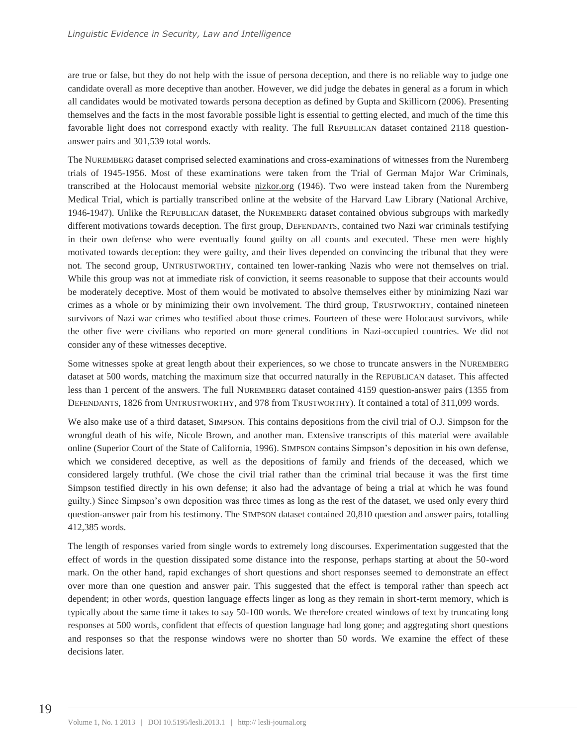are true or false, but they do not help with the issue of persona deception, and there is no reliable way to judge one candidate overall as more deceptive than another. However, we did judge the debates in general as a forum in which all candidates would be motivated towards persona deception as defined by Gupta and Skillicorn (2006). Presenting themselves and the facts in the most favorable possible light is essential to getting elected, and much of the time this favorable light does not correspond exactly with reality. The full REPUBLICAN dataset contained 2118 question-answer pairs and 301,539 total words.

The NUREMBERG dataset comprised selected examinations and cross-examinations of witnesses from the Nuremberg trials of 1945-1956. Most of these examinations were taken from the Trial of German Major War Criminals, transcribed at the Holocaust memorial website nizkor.org (1946). Two were instead taken from the Nuremberg Medical Trial, which is partially transcribed online at the website of the Harvard Law Library (National Archive, 1946-1947). Unlike the REPUBLICAN dataset, the NUREMBERG dataset contained obvious subgroups with markedly different motivations towards deception. The first group, DEFENDANTS, contained two Nazi war criminals testifying in their own defense who were eventually found guilty on all counts and executed. These men were highly motivated towards deception: they were guilty, and their lives depended on convincing the tribunal that they were not. The second group, UNTRUSTWORTHY, contained ten lower-ranking Nazis who were not themselves on trial. While this group was not at immediate risk of conviction, it seems reasonable to suppose that their accounts would be moderately deceptive. Most of them would be motivated to absolve themselves either by minimizing Nazi war crimes as a whole or by minimizing their own involvement. The third group, TRUSTWORTHY, contained nineteen survivors of Nazi war crimes who testified about those crimes. Fourteen of these were Holocaust survivors, while the other five were civilians who reported on more general conditions in Nazi-occupied countries. We did not consider any of these witnesses deceptive.

Some witnesses spoke at great length about their experiences, so we chose to truncate answers in the NUREMBERG dataset at 500 words, matching the maximum size that occurred naturally in the REPUBLICAN dataset. This affected less than 1 percent of the answers. The full NUREMBERG dataset contained 4159 question-answer pairs (1355 from DEFENDANTS, 1826 from UNTRUSTWORTHY, and 978 from TRUSTWORTHY). It contained a total of 311,099 words.

We also make use of a third dataset, SIMPSON. This contains depositions from the civil trial of O.J. Simpson for the wrongful death of his wife, Nicole Brown, and another man. Extensive transcripts of this material were available online (Superior Court of the State of California, 1996). SIMPSON contains Simpson's deposition in his own defense, which we considered deceptive, as well as the depositions of family and friends of the deceased, which we considered largely truthful. (We chose the civil trial rather than the criminal trial because it was the first time Simpson testified directly in his own defense; it also had the advantage of being a trial at which he was found guilty.) Since Simpson's own deposition was three times as long as the rest of the dataset, we used only every third question-answer pair from his testimony. The SIMPSON dataset contained 20,810 question and answer pairs, totalling 412,385 words.

The length of responses varied from single words to extremely long discourses. Experimentation suggested that the effect of words in the question dissipated some distance into the response, perhaps starting at about the 50-word mark. On the other hand, rapid exchanges of short questions and short responses seemed to demonstrate an effect over more than one question and answer pair. This suggested that the effect is temporal rather than speech act dependent; in other words, question language effects linger as long as they remain in short-term memory, which is typically about the same time it takes to say 50-100 words. We therefore created windows of text by truncating long responses at 500 words, confident that effects of question language had long gone; and aggregating short questions and responses so that the response windows were no shorter than 50 words. We examine the effect of these decisions later.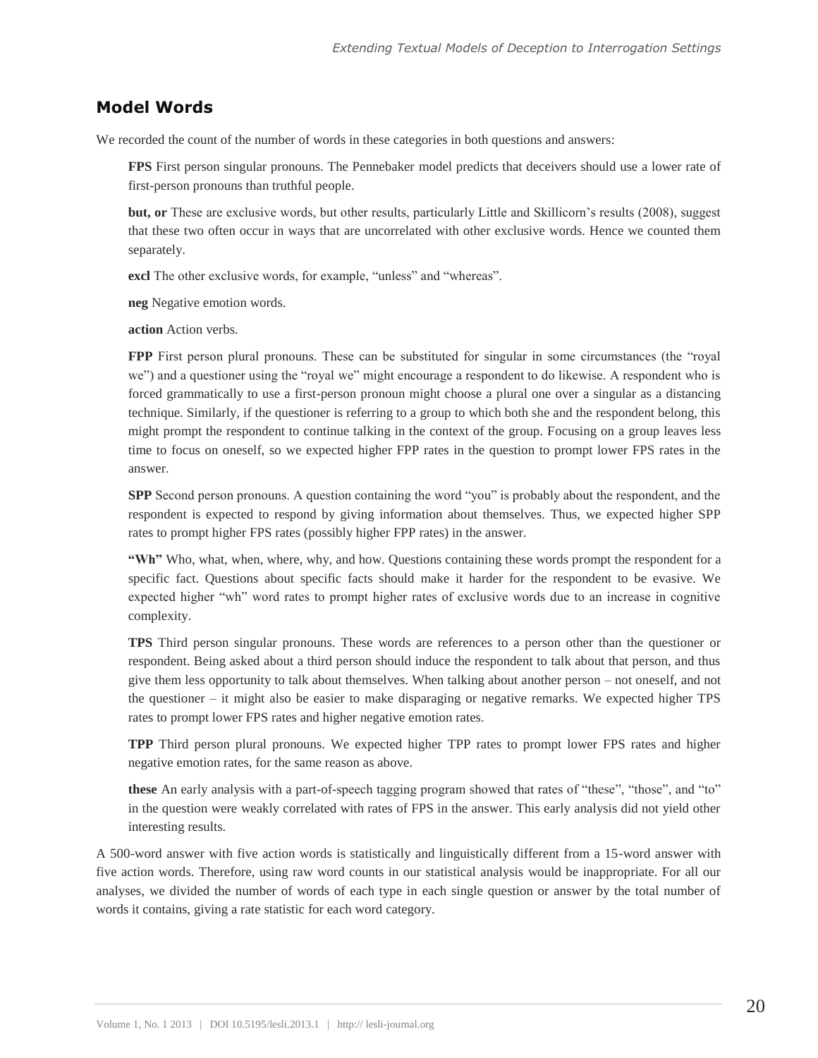## Model Words

We recorded the count of the number of words in these categories in both questions and answers:

**FPS** First person singular pronouns. The Pennebaker model predicts that deceivers should use a lower rate of first-person pronouns than truthful people.

**but, or** These are exclusive words, but other results, particularly Little and Skillicorn's results (2008), suggest that these two often occur in ways that are uncorrelated with other exclusive words. Hence we counted them separately.

**excl** The other exclusive words, for example, "unless" and "whereas".

**neg** Negative emotion words.

**action** Action verbs.

**FPP** First person plural pronouns. These can be substituted for singular in some circumstances (the "royal we") and a questioner using the "royal we" might encourage a respondent to do likewise. A respondent who is forced grammatically to use a first-person pronoun might choose a plural one over a singular as a distancing technique. Similarly, if the questioner is referring to a group to which both she and the respondent belong, this might prompt the respondent to continue talking in the context of the group. Focusing on a group leaves less time to focus on oneself, so we expected higher FPP rates in the question to prompt lower FPS rates in the answer.

**SPP** Second person pronouns. A question containing the word "you" is probably about the respondent, and the respondent is expected to respond by giving information about themselves. Thus, we expected higher SPP rates to prompt higher FPS rates (possibly higher FPP rates) in the answer.

**"Wh"** Who, what, when, where, why, and how. Questions containing these words prompt the respondent for a specific fact. Questions about specific facts should make it harder for the respondent to be evasive. We expected higher "wh" word rates to prompt higher rates of exclusive words due to an increase in cognitive complexity.

**TPS** Third person singular pronouns. These words are references to a person other than the questioner or respondent. Being asked about a third person should induce the respondent to talk about that person, and thus give them less opportunity to talk about themselves. When talking about another person – not oneself, and not the questioner – it might also be easier to make disparaging or negative remarks. We expected higher TPS rates to prompt lower FPS rates and higher negative emotion rates.

**TPP** Third person plural pronouns. We expected higher TPP rates to prompt lower FPS rates and higher negative emotion rates, for the same reason as above.

**these** An early analysis with a part-of-speech tagging program showed that rates of "these", "those", and "to" in the question were weakly correlated with rates of FPS in the answer. This early analysis did not yield other interesting results.

A 500-word answer with five action words is statistically and linguistically different from a 15-word answer with five action words. Therefore, using raw word counts in our statistical analysis would be inappropriate. For all our analyses, we divided the number of words of each type in each single question or answer by the total number of words it contains, giving a rate statistic for each word category.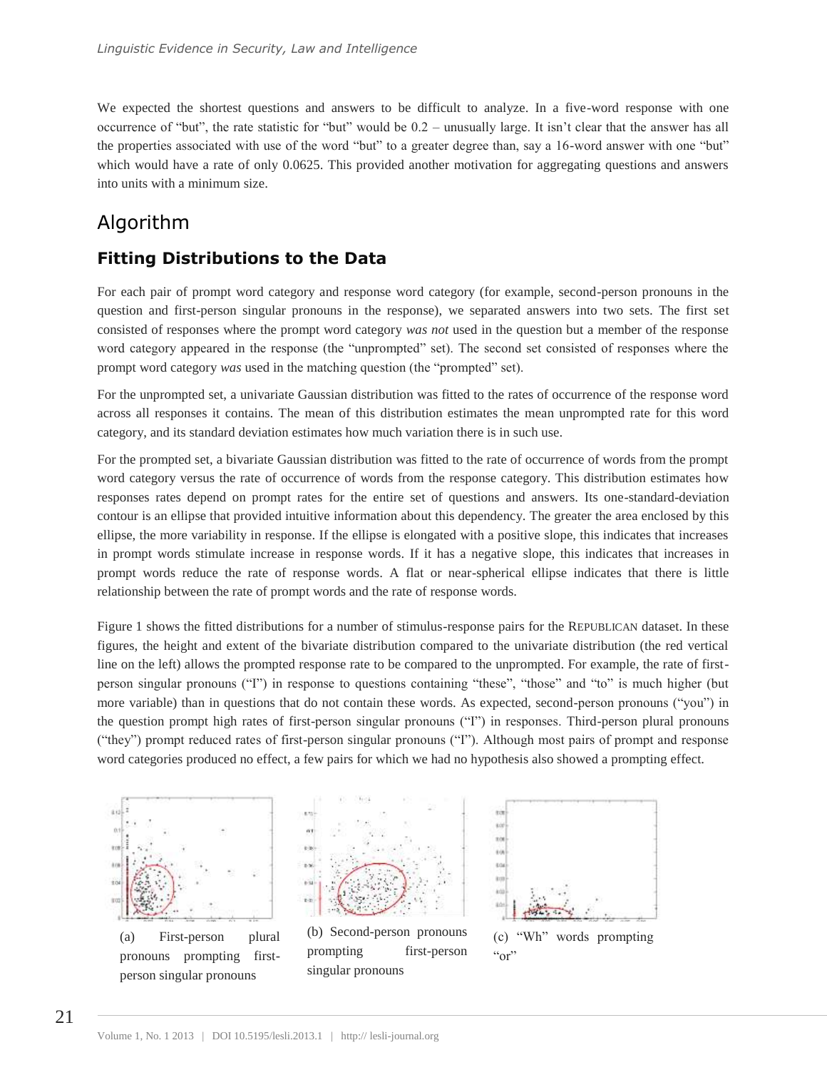We expected the shortest questions and answers to be difficult to analyze. In a five-word response with one occurrence of "but", the rate statistic for "but" would be 0.2 – unusually large. It isn't clear that the answer has all the properties associated with use of the word "but" to a greater degree than, say a 16-word answer with one "but" which would have a rate of only 0.0625. This provided another motivation for aggregating questions and answers into units with a minimum size.

## Algorithm

### Fitting Distributions to the Data

For each pair of prompt word category and response word category (for example, second-person pronouns in the question and first-person singular pronouns in the response), we separated answers into two sets. The first set consisted of responses where the prompt word category *was not* used in the question but a member of the response word category appeared in the response (the "unprompted" set). The second set consisted of responses where the prompt word category *was* used in the matching question (the "prompted" set).

For the unprompted set, a univariate Gaussian distribution was fitted to the rates of occurrence of the response word across all responses it contains. The mean of this distribution estimates the mean unprompted rate for this word category, and its standard deviation estimates how much variation there is in such use.

For the prompted set, a bivariate Gaussian distribution was fitted to the rate of occurrence of words from the prompt word category versus the rate of occurrence of words from the response category. This distribution estimates how responses rates depend on prompt rates for the entire set of questions and answers. Its one-standard-deviation contour is an ellipse that provided intuitive information about this dependency. The greater the area enclosed by this ellipse, the more variability in response. If the ellipse is elongated with a positive slope, this indicates that increases in prompt words stimulate increase in response words. If it has a negative slope, this indicates that increases in prompt words reduce the rate of response words. A flat or near-spherical ellipse indicates that there is little relationship between the rate of prompt words and the rate of response words.

Figure 1 shows the fitted distributions for a number of stimulus-response pairs for the REPUBLICAN dataset. In these figures, the height and extent of the bivariate distribution compared to the univariate distribution (the red vertical line on the left) allows the prompted response rate to be compared to the unprompted. For example, the rate of first-person singular pronouns ("I") in response to questions containing "these", "those" and "to" is much higher (but more variable) than in questions that do not contain these words. As expected, second-person pronouns ("you") in the question prompt high rates of first-person singular pronouns ("I") in responses. Third-person plural pronouns ("they") prompt reduced rates of first-person singular pronouns ("I"). Although most pairs of prompt and response word categories produced no effect, a few pairs for which we had no hypothesis also showed a prompting effect.

(a) First-person plural pronouns prompting first-person singular pronouns

(b) Second-person pronouns prompting first-person singular pronouns

(c) "Wh" words prompting "or"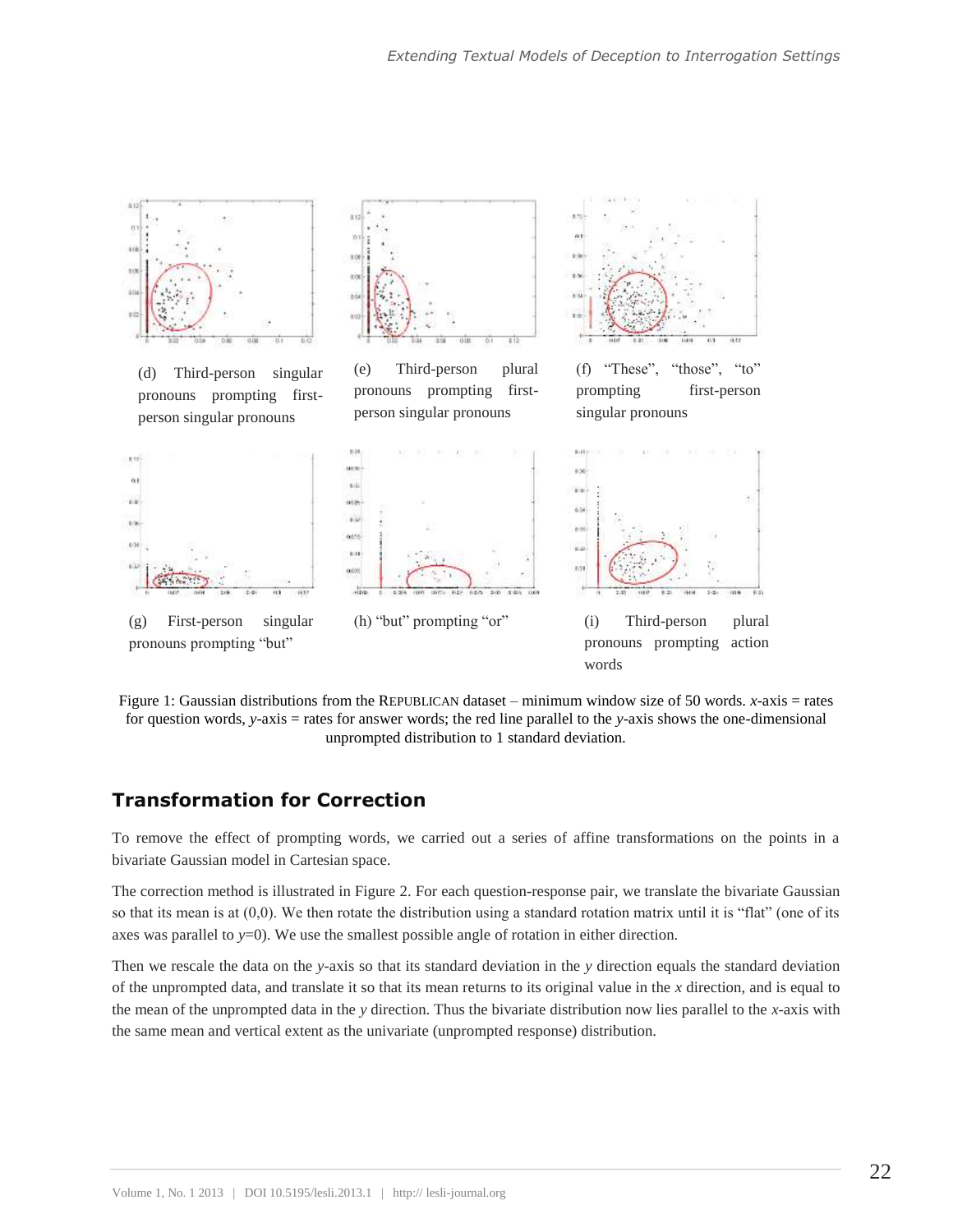(d) Third-person singular pronouns prompting first-person singular pronouns

(e) Third-person plural pronouns prompting first-person singular pronouns

(f) "These", "those", "to" prompting first-person singular pronouns

(g) First-person singular pronouns prompting "but"

(h) "but" prompting "or"

(i) Third-person plural pronouns prompting action words

Figure 1: Gaussian distributions from the REPUBLICAN dataset – minimum window size of 50 words. *x*-axis = rates for question words, *y*-axis = rates for answer words; the red line parallel to the *y*-axis shows the one-dimensional unprompted distribution to 1 standard deviation.

## Transformation for Correction

To remove the effect of prompting words, we carried out a series of affine transformations on the points in a bivariate Gaussian model in Cartesian space.

The correction method is illustrated in Figure 2. For each question-response pair, we translate the bivariate Gaussian so that its mean is at (0,0). We then rotate the distribution using a standard rotation matrix until it is "flat" (one of its axes was parallel to $y$=0). We use the smallest possible angle of rotation in either direction.

Then we rescale the data on the $y$-axis so that its standard deviation in the $y$ direction equals the standard deviation of the unprompted data, and translate it so that its mean returns to its original value in the $x$ direction, and is equal to the mean of the unprompted data in the $y$ direction. Thus the bivariate distribution now lies parallel to the $x$-axis with the same mean and vertical extent as the univariate (unprompted response) distribution.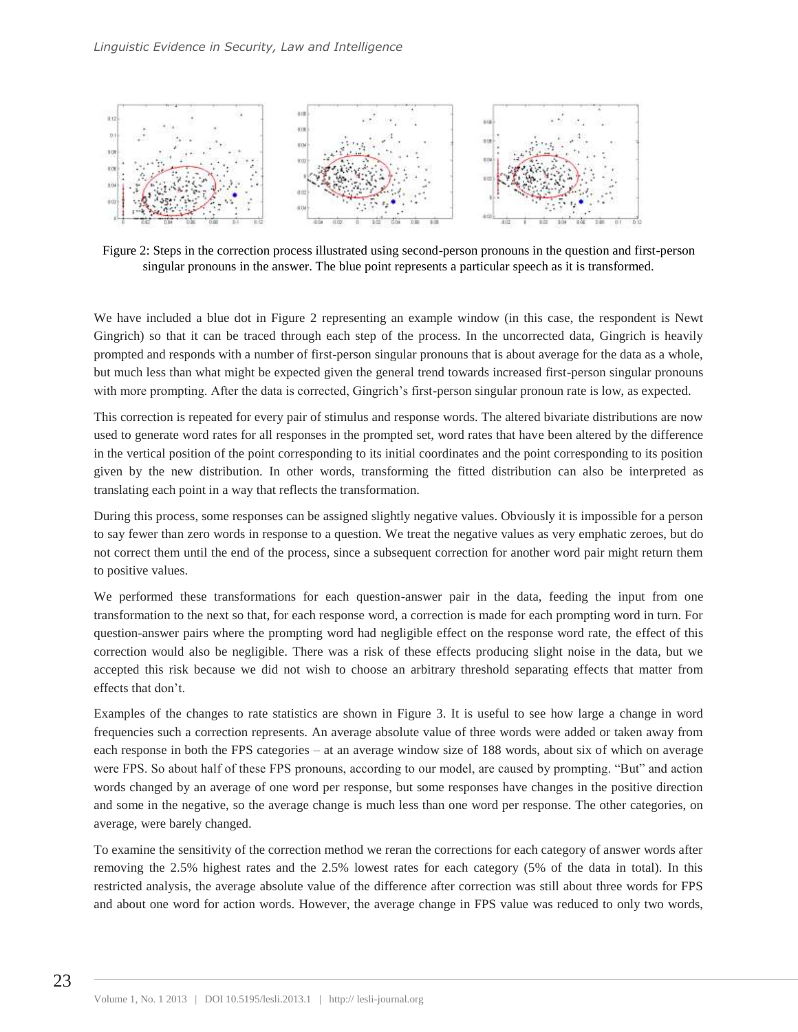Figure 2: Steps in the correction process illustrated using second-person pronouns in the question and first-person singular pronouns in the answer. The blue point represents a particular speech as it is transformed.

We have included a blue dot in Figure 2 representing an example window (in this case, the respondent is Newt Gingrich) so that it can be traced through each step of the process. In the uncorrected data, Gingrich is heavily prompted and responds with a number of first-person singular pronouns that is about average for the data as a whole, but much less than what might be expected given the general trend towards increased first-person singular pronouns with more prompting. After the data is corrected, Gingrich's first-person singular pronoun rate is low, as expected.

This correction is repeated for every pair of stimulus and response words. The altered bivariate distributions are now used to generate word rates for all responses in the prompted set, word rates that have been altered by the difference in the vertical position of the point corresponding to its initial coordinates and the point corresponding to its position given by the new distribution. In other words, transforming the fitted distribution can also be interpreted as translating each point in a way that reflects the transformation.

During this process, some responses can be assigned slightly negative values. Obviously it is impossible for a person to say fewer than zero words in response to a question. We treat the negative values as very emphatic zeroes, but do not correct them until the end of the process, since a subsequent correction for another word pair might return them to positive values.

We performed these transformations for each question-answer pair in the data, feeding the input from one transformation to the next so that, for each response word, a correction is made for each prompting word in turn. For question-answer pairs where the prompting word had negligible effect on the response word rate, the effect of this correction would also be negligible. There was a risk of these effects producing slight noise in the data, but we accepted this risk because we did not wish to choose an arbitrary threshold separating effects that matter from effects that don't.

Examples of the changes to rate statistics are shown in Figure 3. It is useful to see how large a change in word frequencies such a correction represents. An average absolute value of three words were added or taken away from each response in both the FPS categories – at an average window size of 188 words, about six of which on average were FPS. So about half of these FPS pronouns, according to our model, are caused by prompting. "But" and action words changed by an average of one word per response, but some responses have changes in the positive direction and some in the negative, so the average change is much less than one word per response. The other categories, on average, were barely changed.

To examine the sensitivity of the correction method we reran the corrections for each category of answer words after removing the 2.5% highest rates and the 2.5% lowest rates for each category (5% of the data in total). In this restricted analysis, the average absolute value of the difference after correction was still about three words for FPS and about one word for action words. However, the average change in FPS value was reduced to only two words,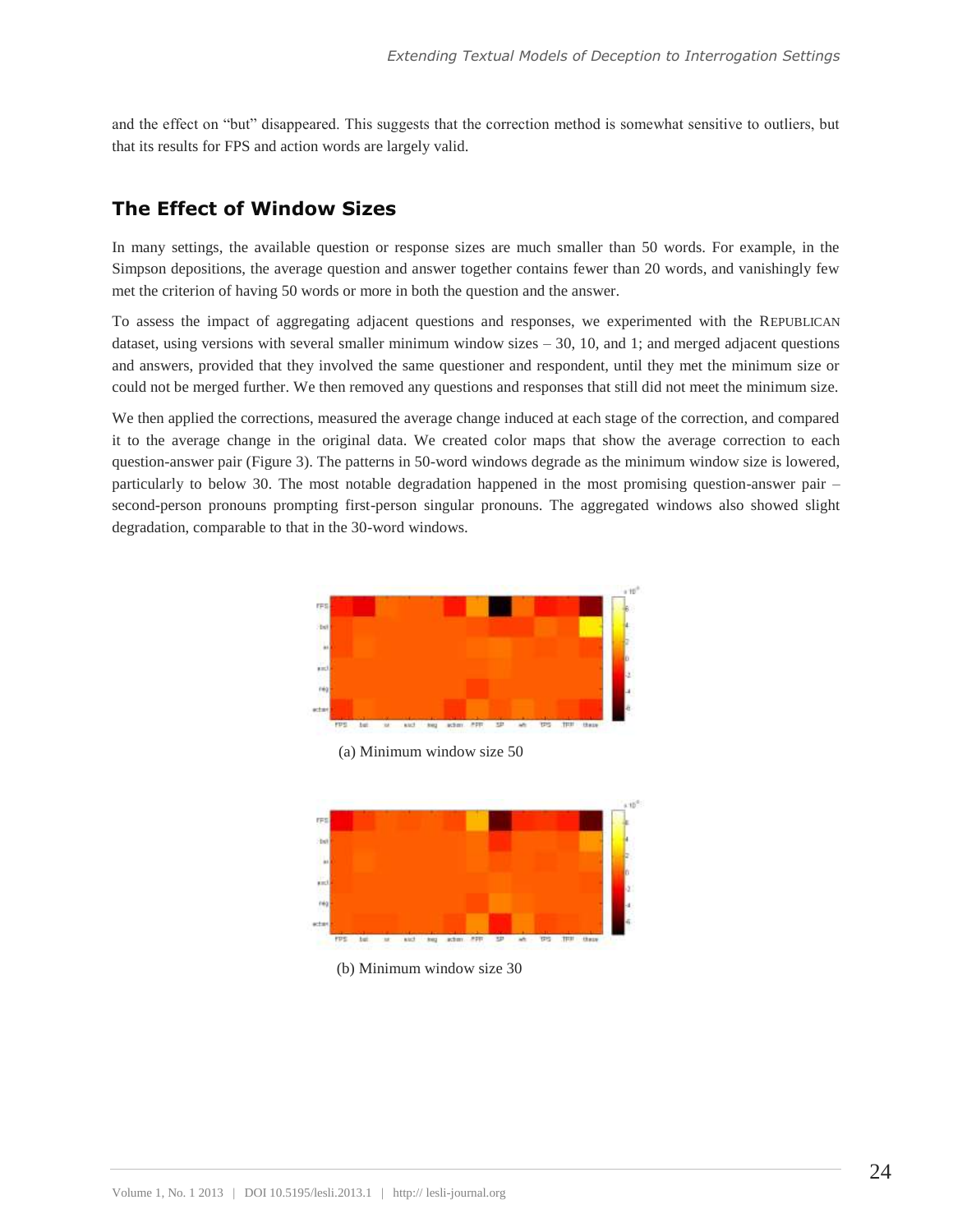and the effect on "but" disappeared. This suggests that the correction method is somewhat sensitive to outliers, but that its results for FPS and action words are largely valid.

## The Effect of Window Sizes

In many settings, the available question or response sizes are much smaller than 50 words. For example, in the Simpson depositions, the average question and answer together contains fewer than 20 words, and vanishingly few met the criterion of having 50 words or more in both the question and the answer.

To assess the impact of aggregating adjacent questions and responses, we experimented with the REPUBLICAN dataset, using versions with several smaller minimum window sizes – 30, 10, and 1; and merged adjacent questions and answers, provided that they involved the same questioner and respondent, until they met the minimum size or could not be merged further. We then removed any questions and responses that still did not meet the minimum size.

We then applied the corrections, measured the average change induced at each stage of the correction, and compared it to the average change in the original data. We created color maps that show the average correction to each question-answer pair (Figure 3). The patterns in 50-word windows degrade as the minimum window size is lowered, particularly to below 30. The most notable degradation happened in the most promising question-answer pair – second-person pronouns prompting first-person singular pronouns. The aggregated windows also showed slight degradation, comparable to that in the 30-word windows.

(a) Minimum window size 50

(b) Minimum window size 30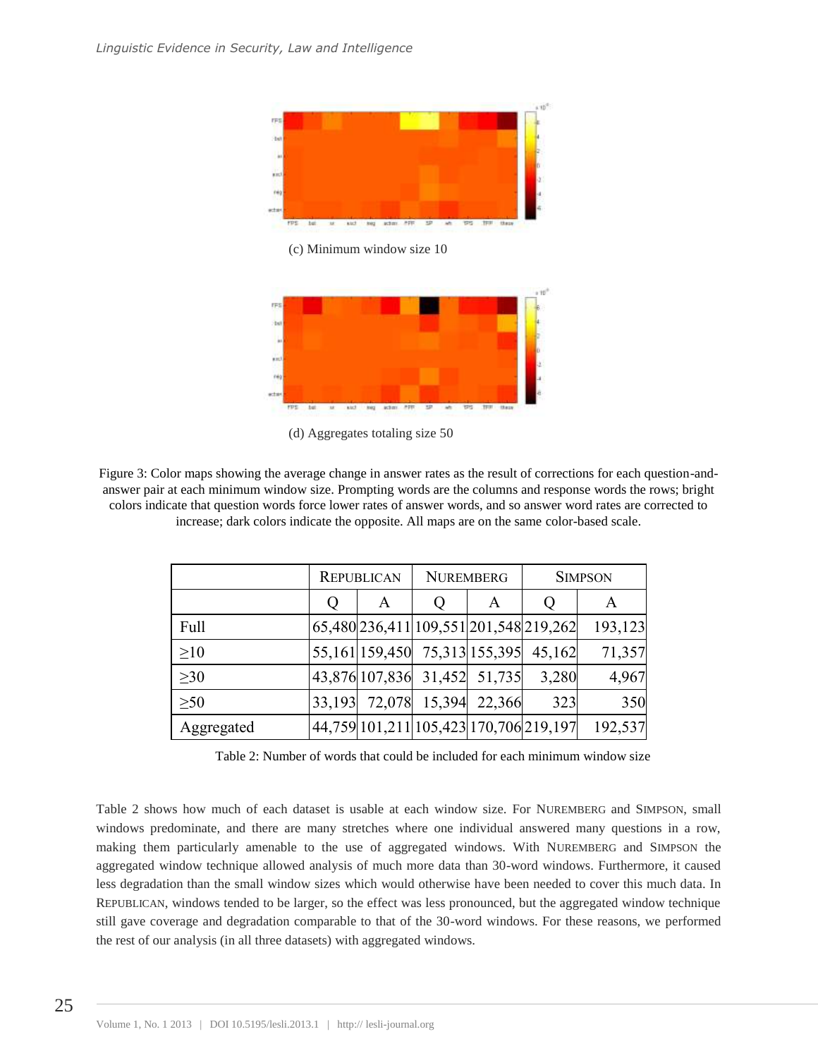(c) Minimum window size 10

(d) Aggregates totaling size 50

Figure 3: Color maps showing the average change in answer rates as the result of corrections for each question-and-answer pair at each minimum window size. Prompting words are the columns and response words the rows; bright colors indicate that question words force lower rates of answer words, and so answer word rates are corrected to increase; dark colors indicate the opposite. All maps are on the same color-based scale.

| | REPUBLICAN | | NUREMBERG | | SIMPSON | |
|---|---|---|---|---|---|---|
| | Q | A | Q | A | Q | A |
| Full | 65,480 | 236,411 | 109,551 | 201,548 | 219,262 | 193,123 |
| ≥10 | 55,161 | 159,450 | 75,313 | 155,395 | 45,162 | 71,357 |
| ≥30 | 43,876 | 107,836 | 31,452 | 51,735 | 3,280 | 4,967 |
| ≥50 | 33,193 | 72,078 | 15,394 | 22,366 | 323 | 350 |
| Aggregated | 44,759 | 101,211 | 105,423 | 170,706 | 219,197 | 192,537 |

Table 2: Number of words that could be included for each minimum window size

Table 2 shows how much of each dataset is usable at each window size. For NUREMBERG and SIMPSON, small windows predominate, and there are many stretches where one individual answered many questions in a row, making them particularly amenable to the use of aggregated windows. With NUREMBERG and SIMPSON the aggregated window technique allowed analysis of much more data than 30-word windows. Furthermore, it caused less degradation than the small window sizes which would otherwise have been needed to cover this much data. In REPUBLICAN, windows tended to be larger, so the effect was less pronounced, but the aggregated window technique still gave coverage and degradation comparable to that of the 30-word windows. For these reasons, we performed the rest of our analysis (in all three datasets) with aggregated windows.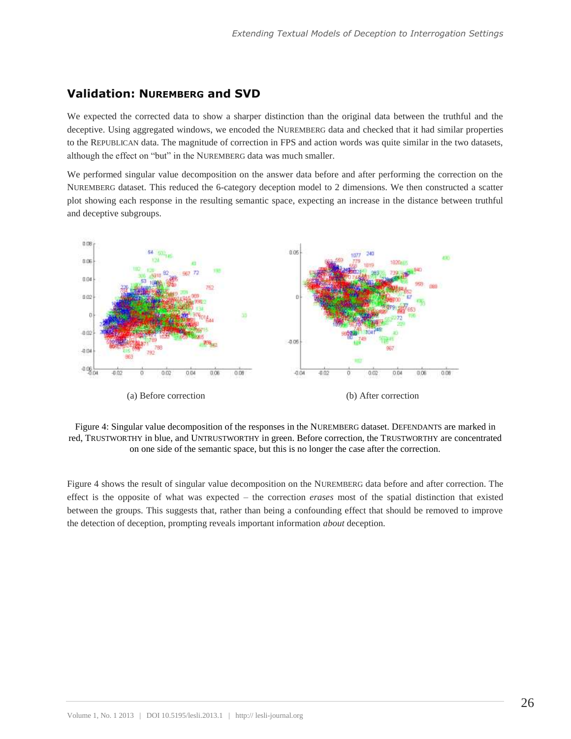## Validation: NUREMBERG and SVD

We expected the corrected data to show a sharper distinction than the original data between the truthful and the deceptive. Using aggregated windows, we encoded the NUREMBERG data and checked that it had similar properties to the REPUBLICAN data. The magnitude of correction in FPS and action words was quite similar in the two datasets, although the effect on "but" in the NUREMBERG data was much smaller.

We performed singular value decomposition on the answer data before and after performing the correction on the NUREMBERG dataset. This reduced the 6-category deception model to 2 dimensions. We then constructed a scatter plot showing each response in the resulting semantic space, expecting an increase in the distance between truthful and deceptive subgroups.

(a) Before correction

(b) After correction

Figure 4: Singular value decomposition of the responses in the NUREMBERG dataset. DEFENDANTS are marked in red, TRUSTWORTHY in blue, and UNTRUSTWORTHY in green. Before correction, the TRUSTWORTHY are concentrated on one side of the semantic space, but this is no longer the case after the correction.

Figure 4 shows the result of singular value decomposition on the NUREMBERG data before and after correction. The effect is the opposite of what was expected – the correction *erases* most of the spatial distinction that existed between the groups. This suggests that, rather than being a confounding effect that should be removed to improve the detection of deception, prompting reveals important information *about* deception.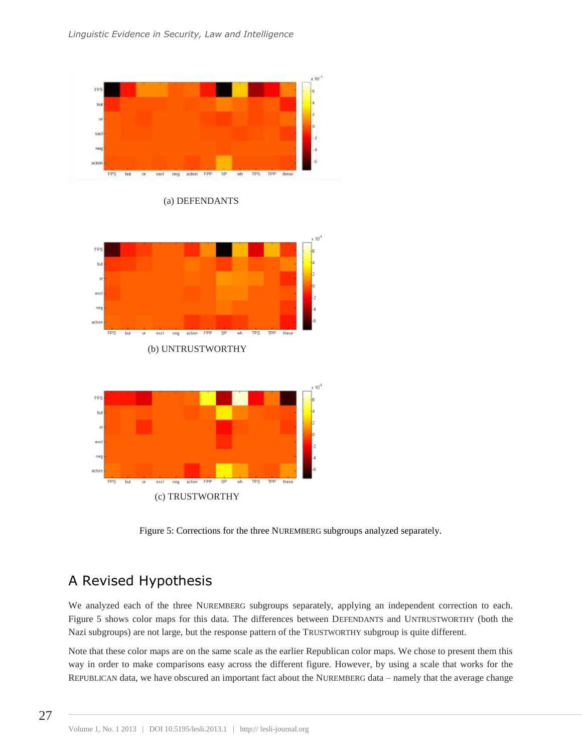(a) DEFENDANTS

(b) UNTRUSTWORTHY

(c) TRUSTWORTHY

Figure 5: Corrections for the three NUREMBERG subgroups analyzed separately.

## A Revised Hypothesis

We analyzed each of the three NUREMBERG subgroups separately, applying an independent correction to each. Figure 5 shows color maps for this data. The differences between DEFENDANTS and UNTRUSTWORTHY (both the Nazi subgroups) are not large, but the response pattern of the TRUSTWORTHY subgroup is quite different.

Note that these color maps are on the same scale as the earlier Republican color maps. We chose to present them this way in order to make comparisons easy across the different figure. However, by using a scale that works for the REPUBLICAN data, we have obscured an important fact about the NUREMBERG data – namely that the average change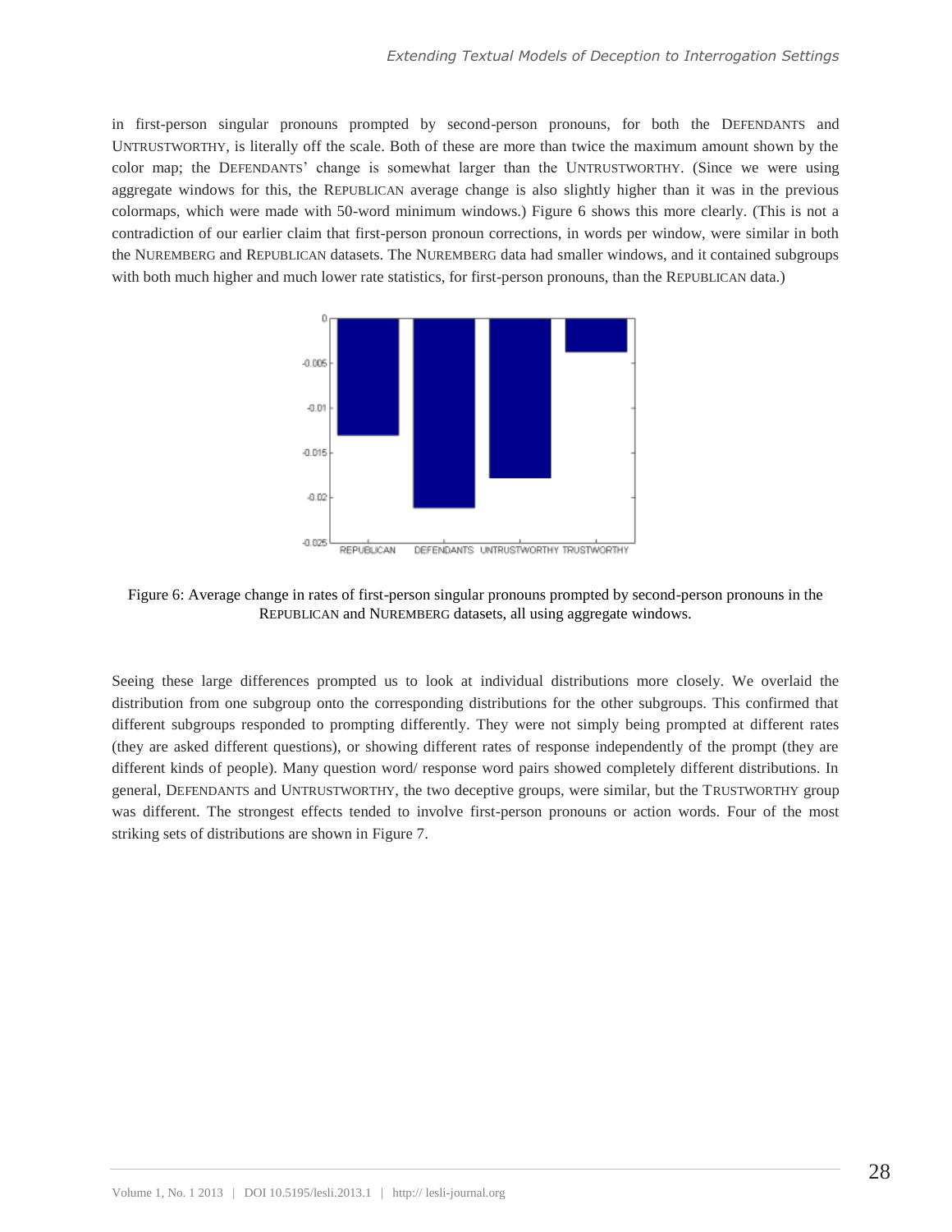in first-person singular pronouns prompted by second-person pronouns, for both the DEFENDANTS and UNTRUSTWORTHY, is literally off the scale. Both of these are more than twice the maximum amount shown by the color map; the DEFENDANTS' change is somewhat larger than the UNTRUSTWORTHY. (Since we were using aggregate windows for this, the REPUBLICAN average change is also slightly higher than it was in the previous colormaps, which were made with 50-word minimum windows.) Figure 6 shows this more clearly. (This is not a contradiction of our earlier claim that first-person pronoun corrections, in words per window, were similar in both the NUREMBERG and REPUBLICAN datasets. The NUREMBERG data had smaller windows, and it contained subgroups with both much higher and much lower rate statistics, for first-person pronouns, than the REPUBLICAN data.)

Figure 6: Average change in rates of first-person singular pronouns prompted by second-person pronouns in the REPUBLICAN and NUREMBERG datasets, all using aggregate windows.

Seeing these large differences prompted us to look at individual distributions more closely. We overlaid the distribution from one subgroup onto the corresponding distributions for the other subgroups. This confirmed that different subgroups responded to prompting differently. They were not simply being prompted at different rates (they are asked different questions), or showing different rates of response independently of the prompt (they are different kinds of people). Many question word/ response word pairs showed completely different distributions. In general, DEFENDANTS and UNTRUSTWORTHY, the two deceptive groups, were similar, but the TRUSTWORTHY group was different. The strongest effects tended to involve first-person pronouns or action words. Four of the most striking sets of distributions are shown in Figure 7.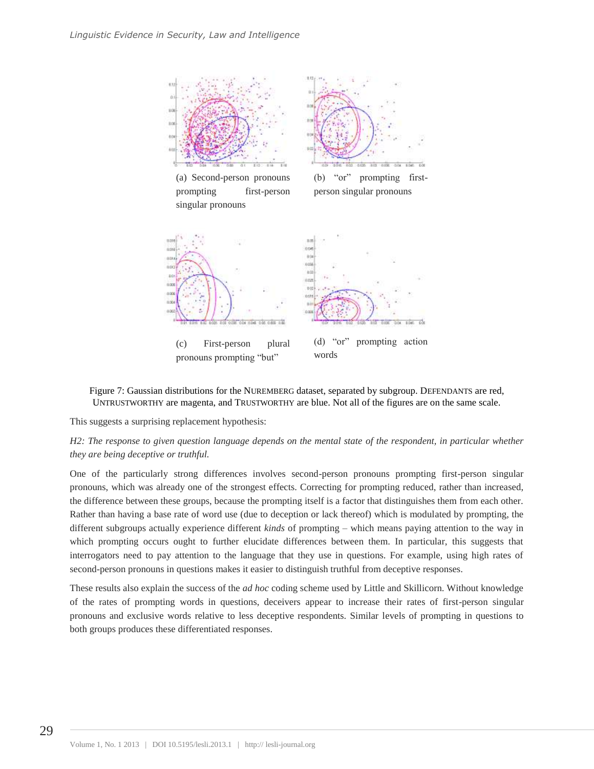(a) Second-person pronouns prompting first-person singular pronouns

(b) “or” prompting first-person singular pronouns

(c) First-person plural pronouns prompting “but”

(d) “or” prompting action words

Figure 7: Gaussian distributions for the NUREMBERG dataset, separated by subgroup. DEFENDANTS are red, UNTRUSTWORTHY are magenta, and TRUSTWORTHY are blue. Not all of the figures are on the same scale.

This suggests a surprising replacement hypothesis:

*H2: The response to given question language depends on the mental state of the respondent, in particular whether they are being deceptive or truthful.*

One of the particularly strong differences involves second-person pronouns prompting first-person singular pronouns, which was already one of the strongest effects. Correcting for prompting reduced, rather than increased, the difference between these groups, because the prompting itself is a factor that distinguishes them from each other. Rather than having a base rate of word use (due to deception or lack thereof) which is modulated by prompting, the different subgroups actually experience different *kinds* of prompting – which means paying attention to the way in which prompting occurs ought to further elucidate differences between them. In particular, this suggests that interrogators need to pay attention to the language that they use in questions. For example, using high rates of second-person pronouns in questions makes it easier to distinguish truthful from deceptive responses.

These results also explain the success of the *ad hoc* coding scheme used by Little and Skillicorn. Without knowledge of the rates of prompting words in questions, deceivers appear to increase their rates of first-person singular pronouns and exclusive words relative to less deceptive respondents. Similar levels of prompting in questions to both groups produces these differentiated responses.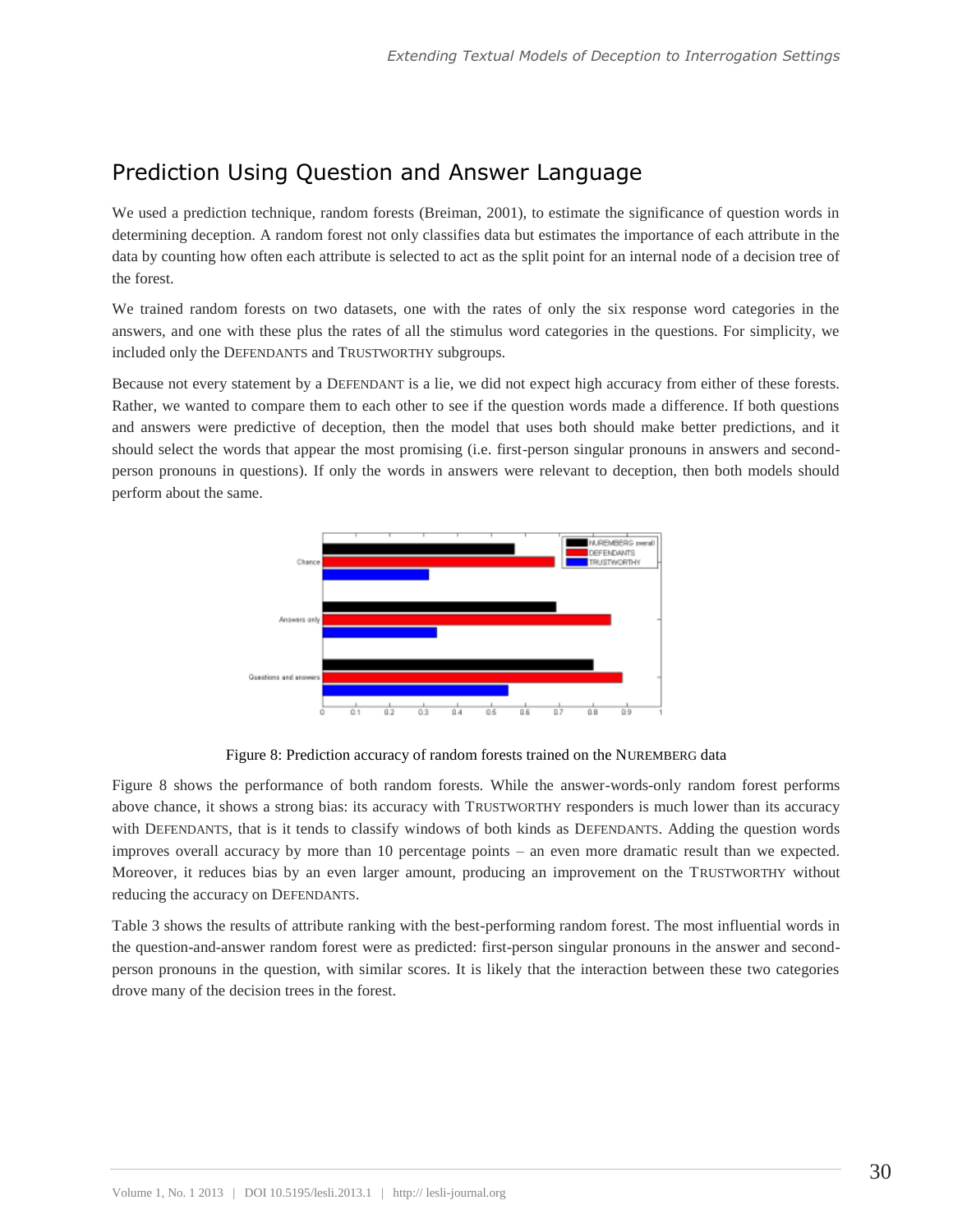## Prediction Using Question and Answer Language

We used a prediction technique, random forests (Breiman, 2001), to estimate the significance of question words in determining deception. A random forest not only classifies data but estimates the importance of each attribute in the data by counting how often each attribute is selected to act as the split point for an internal node of a decision tree of the forest.

We trained random forests on two datasets, one with the rates of only the six response word categories in the answers, and one with these plus the rates of all the stimulus word categories in the questions. For simplicity, we included only the DEFENDANTS and TRUSTWORTHY subgroups.

Because not every statement by a DEFENDANT is a lie, we did not expect high accuracy from either of these forests. Rather, we wanted to compare them to each other to see if the question words made a difference. If both questions and answers were predictive of deception, then the model that uses both should make better predictions, and it should select the words that appear the most promising (i.e. first-person singular pronouns in answers and second-person pronouns in questions). If only the words in answers were relevant to deception, then both models should perform about the same.

Figure 8: Prediction accuracy of random forests trained on the NUREMBERG data

Figure 8 shows the performance of both random forests. While the answer-words-only random forest performs above chance, it shows a strong bias: its accuracy with TRUSTWORTHY responders is much lower than its accuracy with DEFENDANTS, that is it tends to classify windows of both kinds as DEFENDANTS. Adding the question words improves overall accuracy by more than 10 percentage points – an even more dramatic result than we expected. Moreover, it reduces bias by an even larger amount, producing an improvement on the TRUSTWORTHY without reducing the accuracy on DEFENDANTS.

Table 3 shows the results of attribute ranking with the best-performing random forest. The most influential words in the question-and-answer random forest were as predicted: first-person singular pronouns in the answer and second-person pronouns in the question, with similar scores. It is likely that the interaction between these two categories drove many of the decision trees in the forest.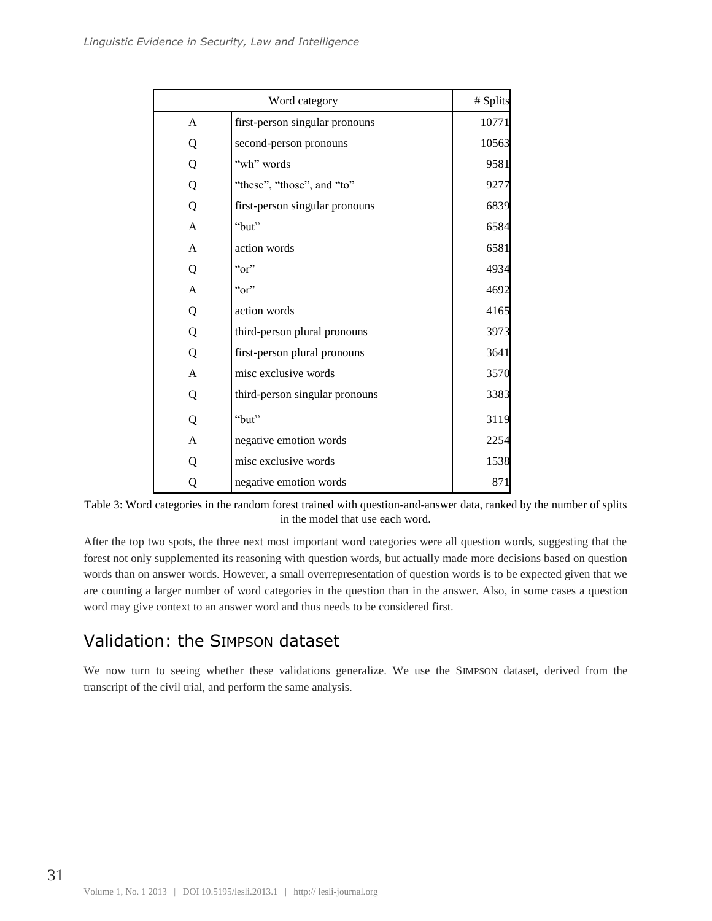| Word category | | # Splits |
|---|---|---|
| A | first-person singular pronouns | 10771 |
| Q | second-person pronouns | 10563 |
| Q | “wh” words | 9581 |
| Q | “these”, “those”, and “to” | 9277 |
| Q | first-person singular pronouns | 6839 |
| A | “but” | 6584 |
| A | action words | 6581 |
| Q | “or” | 4934 |
| A | “or” | 4692 |
| Q | action words | 4165 |
| Q | third-person plural pronouns | 3973 |
| Q | first-person plural pronouns | 3641 |
| A | misc exclusive words | 3570 |
| Q | third-person singular pronouns | 3383 |
| Q | “but” | 3119 |
| A | negative emotion words | 2254 |
| Q | misc exclusive words | 1538 |
| Q | negative emotion words | 871 |

Table 3: Word categories in the random forest trained with question-and-answer data, ranked by the number of splits in the model that use each word.

After the top two spots, the three next most important word categories were all question words, suggesting that the forest not only supplemented its reasoning with question words, but actually made more decisions based on question words than on answer words. However, a small overrepresentation of question words is to be expected given that we are counting a larger number of word categories in the question than in the answer. Also, in some cases a question word may give context to an answer word and thus needs to be considered first.

## Validation: the SIMPSON dataset

We now turn to seeing whether these validations generalize. We use the SIMPSON dataset, derived from the transcript of the civil trial, and perform the same analysis.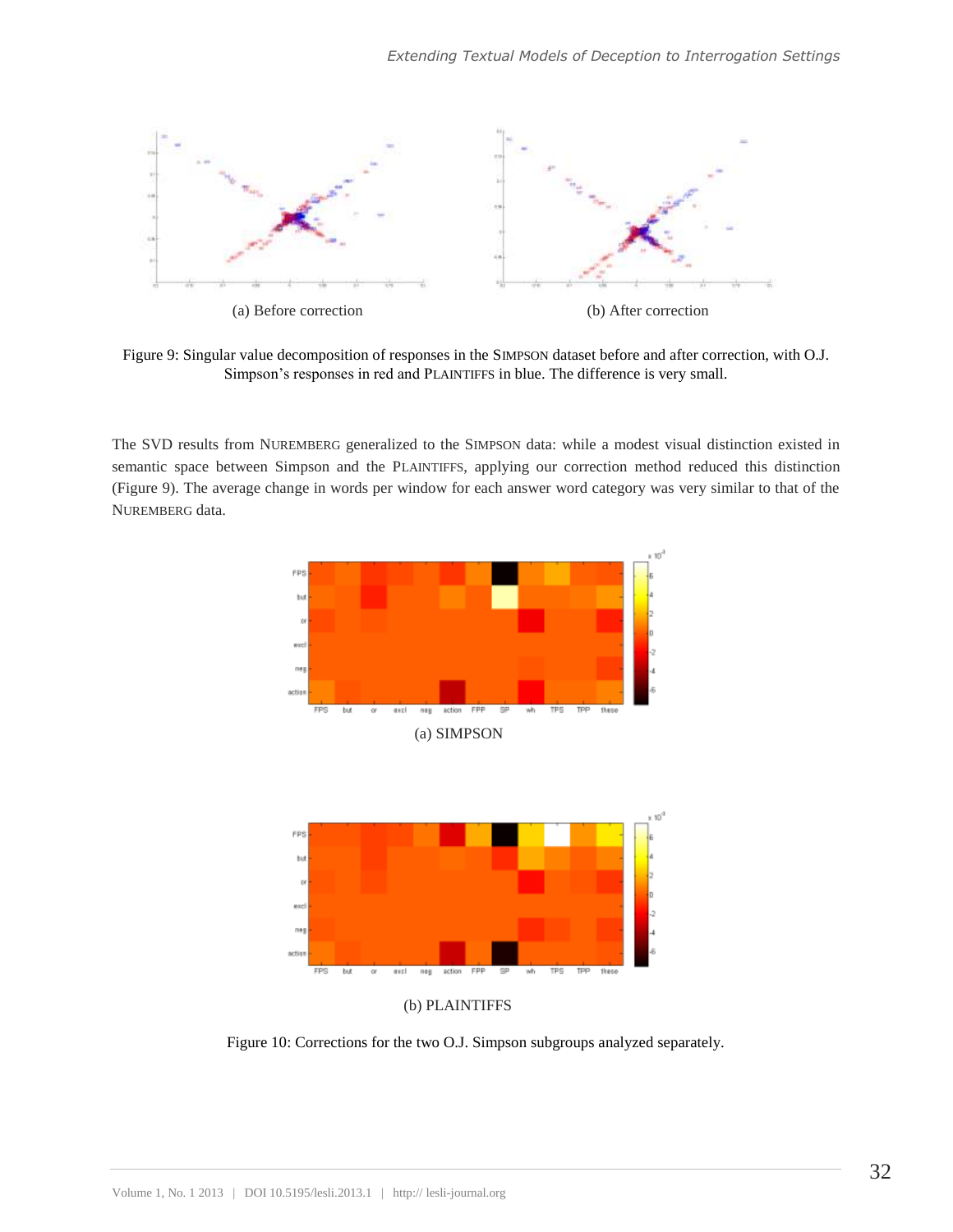(a) Before correction

(b) After correction

Figure 9: Singular value decomposition of responses in the SIMPSON dataset before and after correction, with O.J. Simpson's responses in red and PLAINTIFFS in blue. The difference is very small.

The SVD results from NUREMBERG generalized to the SIMPSON data: while a modest visual distinction existed in semantic space between Simpson and the PLAINTIFFS, applying our correction method reduced this distinction (Figure 9). The average change in words per window for each answer word category was very similar to that of the NUREMBERG data.

(a) SIMPSON

(b) PLAINTIFFS

Figure 10: Corrections for the two O.J. Simpson subgroups analyzed separately.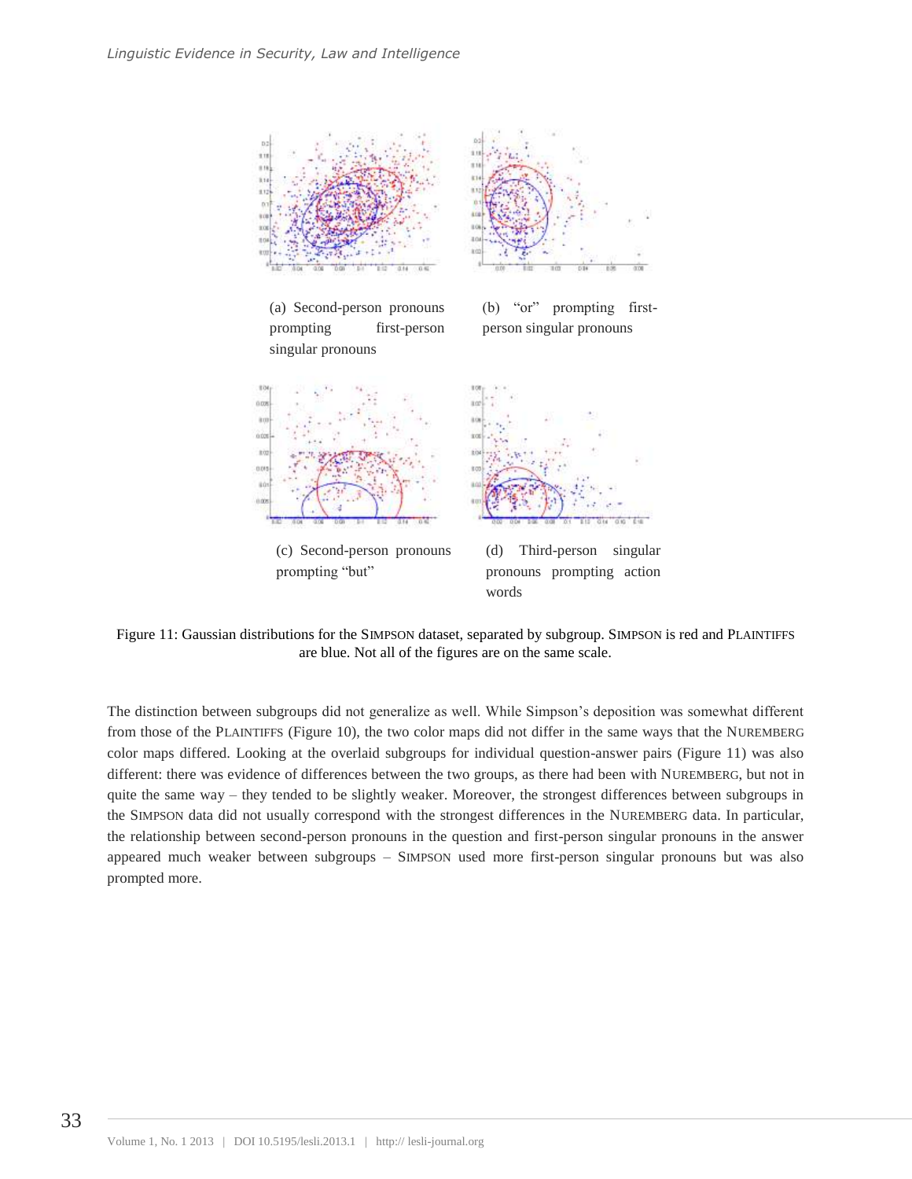(a) Second-person pronouns prompting first-person singular pronouns

(b) "or" prompting first-person singular pronouns

(c) Second-person pronouns prompting "but"

(d) Third-person singular pronouns prompting action words

Figure 11: Gaussian distributions for the SIMPSON dataset, separated by subgroup. SIMPSON is red and PLAINTIFFS are blue. Not all of the figures are on the same scale.

The distinction between subgroups did not generalize as well. While Simpson's deposition was somewhat different from those of the PLAINTIFFS (Figure 10), the two color maps did not differ in the same ways that the NUREMBERG color maps differed. Looking at the overlaid subgroups for individual question-answer pairs (Figure 11) was also different: there was evidence of differences between the two groups, as there had been with NUREMBERG, but not in quite the same way – they tended to be slightly weaker. Moreover, the strongest differences between subgroups in the SIMPSON data did not usually correspond with the strongest differences in the NUREMBERG data. In particular, the relationship between second-person pronouns in the question and first-person singular pronouns in the answer appeared much weaker between subgroups – SIMPSON used more first-person singular pronouns but was also prompted more.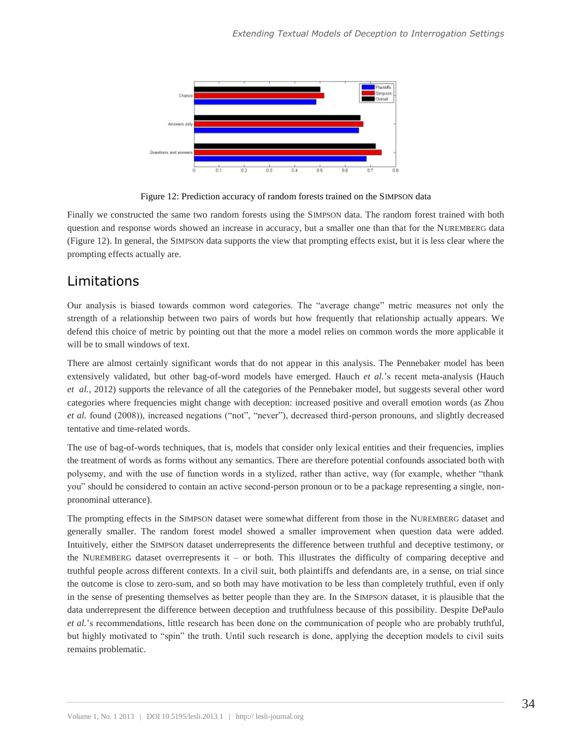Figure 12: Prediction accuracy of random forests trained on the SIMPSON data

Finally we constructed the same two random forests using the SIMPSON data. The random forest trained with both question and response words showed an increase in accuracy, but a smaller one than that for the NUREMBERG data (Figure 12). In general, the SIMPSON data supports the view that prompting effects exist, but it is less clear where the prompting effects actually are.

## Limitations

Our analysis is biased towards common word categories. The "average change" metric measures not only the strength of a relationship between two pairs of words but how frequently that relationship actually appears. We defend this choice of metric by pointing out that the more a model relies on common words the more applicable it will be to small windows of text.

There are almost certainly significant words that do not appear in this analysis. The Pennebaker model has been extensively validated, but other bag-of-word models have emerged. Hauch *et al.*'s recent meta-analysis (Hauch *et al.*, 2012) supports the relevance of all the categories of the Pennebaker model, but suggests several other word categories where frequencies might change with deception: increased positive and overall emotion words (as Zhou *et al.* found (2008)), increased negations ("not", "never"), decreased third-person pronouns, and slightly decreased tentative and time-related words.

The use of bag-of-words techniques, that is, models that consider only lexical entities and their frequencies, implies the treatment of words as forms without any semantics. There are therefore potential confounds associated both with polysemy, and with the use of function words in a stylized, rather than active, way (for example, whether "thank you" should be considered to contain an active second-person pronoun or to be a package representing a single, non-pronominal utterance).

The prompting effects in the SIMPSON dataset were somewhat different from those in the NUREMBERG dataset and generally smaller. The random forest model showed a smaller improvement when question data were added. Intuitively, either the SIMPSON dataset underrepresents the difference between truthful and deceptive testimony, or the NUREMBERG dataset overrepresents it – or both. This illustrates the difficulty of comparing deceptive and truthful people across different contexts. In a civil suit, both plaintiffs and defendants are, in a sense, on trial since the outcome is close to zero-sum, and so both may have motivation to be less than completely truthful, even if only in the sense of presenting themselves as better people than they are. In the SIMPSON dataset, it is plausible that the data underrepresent the difference between deception and truthfulness because of this possibility. Despite DePaulo *et al.*'s recommendations, little research has been done on the communication of people who are probably truthful, but highly motivated to "spin" the truth. Until such research is done, applying the deception models to civil suits remains problematic.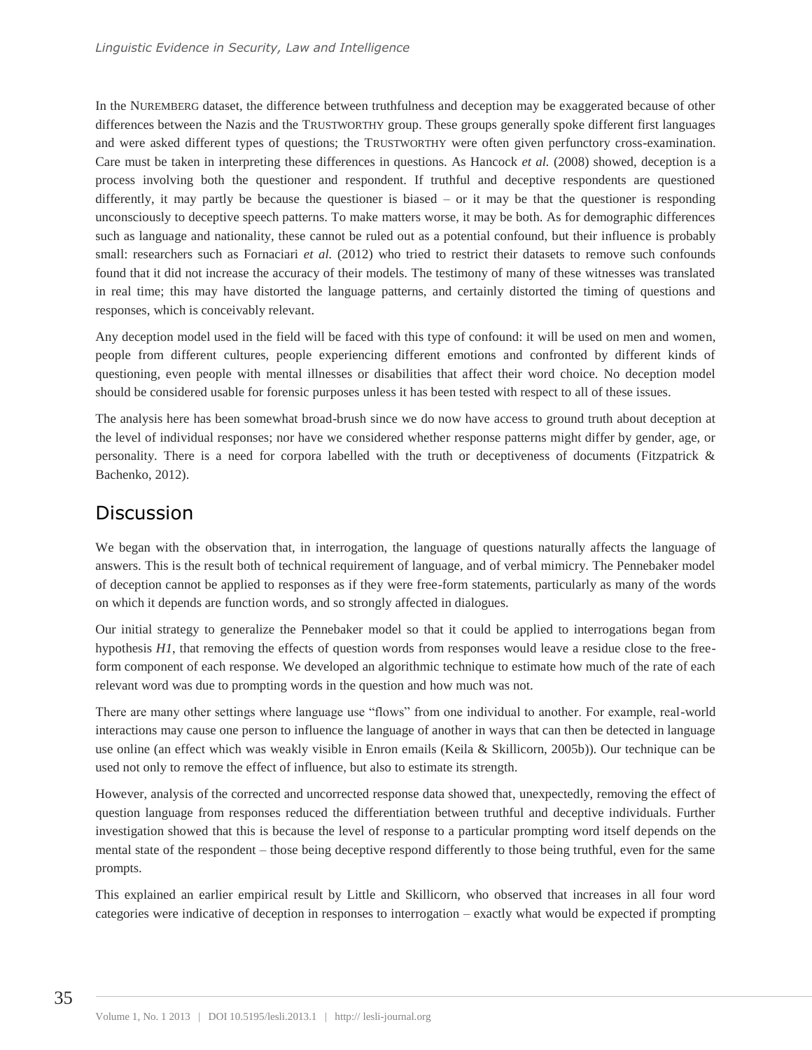In the NUREMBERG dataset, the difference between truthfulness and deception may be exaggerated because of other differences between the Nazis and the TRUSTWORTHY group. These groups generally spoke different first languages and were asked different types of questions; the TRUSTWORTHY were often given perfunctory cross-examination. Care must be taken in interpreting these differences in questions. As Hancock *et al.* (2008) showed, deception is a process involving both the questioner and respondent. If truthful and deceptive respondents are questioned differently, it may partly be because the questioner is biased – or it may be that the questioner is responding unconsciously to deceptive speech patterns. To make matters worse, it may be both. As for demographic differences such as language and nationality, these cannot be ruled out as a potential confound, but their influence is probably small: researchers such as Fornaciari *et al.* (2012) who tried to restrict their datasets to remove such confounds found that it did not increase the accuracy of their models. The testimony of many of these witnesses was translated in real time; this may have distorted the language patterns, and certainly distorted the timing of questions and responses, which is conceivably relevant.

Any deception model used in the field will be faced with this type of confound: it will be used on men and women, people from different cultures, people experiencing different emotions and confronted by different kinds of questioning, even people with mental illnesses or disabilities that affect their word choice. No deception model should be considered usable for forensic purposes unless it has been tested with respect to all of these issues.

The analysis here has been somewhat broad-brush since we do now have access to ground truth about deception at the level of individual responses; nor have we considered whether response patterns might differ by gender, age, or personality. There is a need for corpora labelled with the truth or deceptiveness of documents (Fitzpatrick & Bachenko, 2012).

## Discussion

We began with the observation that, in interrogation, the language of questions naturally affects the language of answers. This is the result both of technical requirement of language, and of verbal mimicry. The Pennebaker model of deception cannot be applied to responses as if they were free-form statements, particularly as many of the words on which it depends are function words, and so strongly affected in dialogues.

Our initial strategy to generalize the Pennebaker model so that it could be applied to interrogations began from hypothesis *H1*, that removing the effects of question words from responses would leave a residue close to the free-form component of each response. We developed an algorithmic technique to estimate how much of the rate of each relevant word was due to prompting words in the question and how much was not.

There are many other settings where language use "flows" from one individual to another. For example, real-world interactions may cause one person to influence the language of another in ways that can then be detected in language use online (an effect which was weakly visible in Enron emails (Keila & Skillicorn, 2005b)). Our technique can be used not only to remove the effect of influence, but also to estimate its strength.

However, analysis of the corrected and uncorrected response data showed that, unexpectedly, removing the effect of question language from responses reduced the differentiation between truthful and deceptive individuals. Further investigation showed that this is because the level of response to a particular prompting word itself depends on the mental state of the respondent – those being deceptive respond differently to those being truthful, even for the same prompts.

This explained an earlier empirical result by Little and Skillicorn, who observed that increases in all four word categories were indicative of deception in responses to interrogation – exactly what would be expected if prompting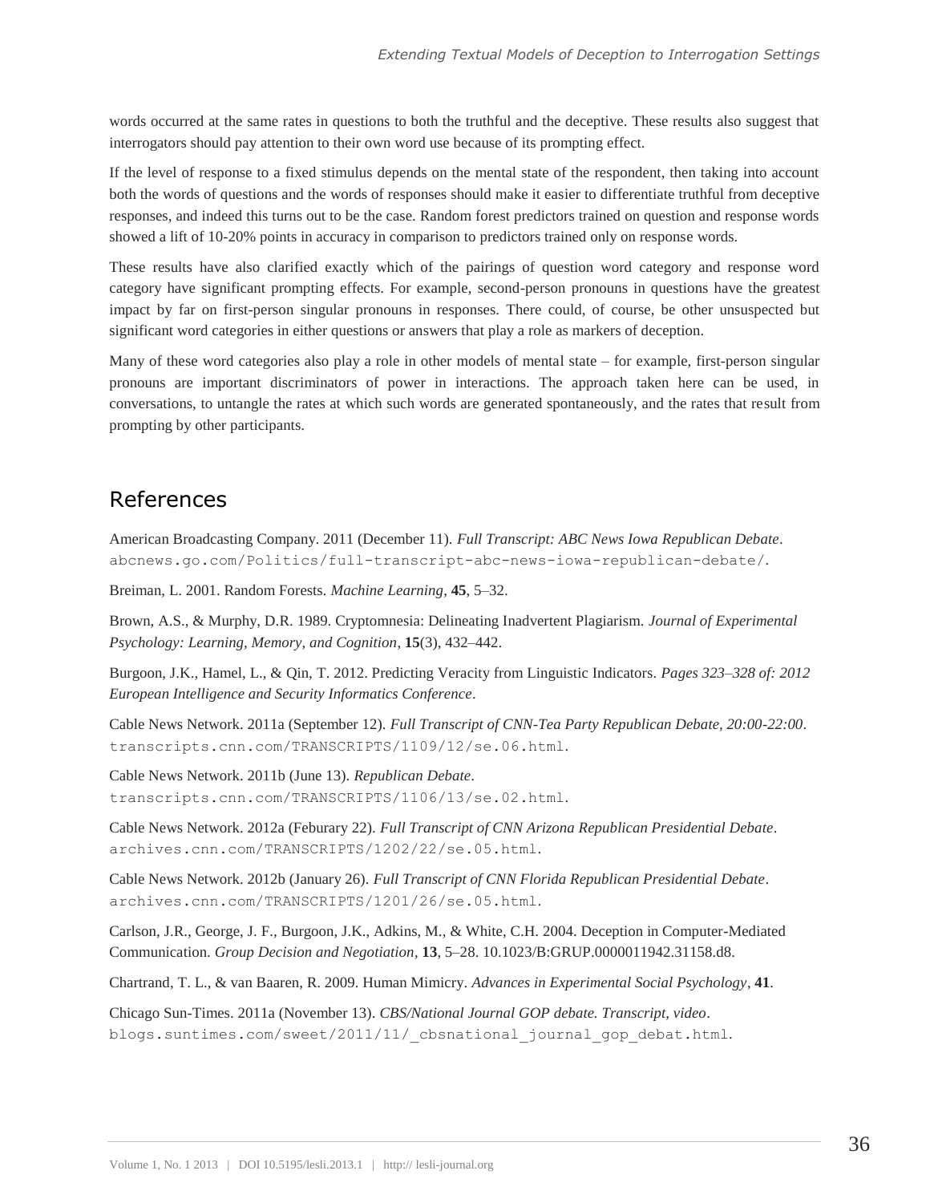words occurred at the same rates in questions to both the truthful and the deceptive. These results also suggest that interrogators should pay attention to their own word use because of its prompting effect.

If the level of response to a fixed stimulus depends on the mental state of the respondent, then taking into account both the words of questions and the words of responses should make it easier to differentiate truthful from deceptive responses, and indeed this turns out to be the case. Random forest predictors trained on question and response words showed a lift of 10-20% points in accuracy in comparison to predictors trained only on response words.

These results have also clarified exactly which of the pairings of question word category and response word category have significant prompting effects. For example, second-person pronouns in questions have the greatest impact by far on first-person singular pronouns in responses. There could, of course, be other unsuspected but significant word categories in either questions or answers that play a role as markers of deception.

Many of these word categories also play a role in other models of mental state – for example, first-person singular pronouns are important discriminators of power in interactions. The approach taken here can be used, in conversations, to untangle the rates at which such words are generated spontaneously, and the rates that result from prompting by other participants.

## References

American Broadcasting Company. 2011 (December 11). *Full Transcript: ABC News Iowa Republican Debate*. `abcnews.go.com/Politics/full-transcript-abc-news-iowa-republican-debate/`.

Breiman, L. 2001. Random Forests. *Machine Learning*, **45**, 5–32.

Brown, A.S., & Murphy, D.R. 1989. Cryptomnesia: Delineating Inadvertent Plagiarism. *Journal of Experimental Psychology: Learning, Memory, and Cognition*, **15**(3), 432–442.

Burgoon, J.K., Hamel, L., & Qin, T. 2012. Predicting Veracity from Linguistic Indicators. *Pages 323–328 of: 2012 European Intelligence and Security Informatics Conference*.

Cable News Network. 2011a (September 12). *Full Transcript of CNN-Tea Party Republican Debate, 20:00-22:00*. `transcripts.cnn.com/TRANSCRIPTS/1109/12/se.06.html`.

Cable News Network. 2011b (June 13). *Republican Debate*. `transcripts.cnn.com/TRANSCRIPTS/1106/13/se.02.html`.

Cable News Network. 2012a (Feburary 22). *Full Transcript of CNN Arizona Republican Presidential Debate*. `archives.cnn.com/TRANSCRIPTS/1202/22/se.05.html`.

Cable News Network. 2012b (January 26). *Full Transcript of CNN Florida Republican Presidential Debate*. `archives.cnn.com/TRANSCRIPTS/1201/26/se.05.html`.

Carlson, J.R., George, J. F., Burgoon, J.K., Adkins, M., & White, C.H. 2004. Deception in Computer-Mediated Communication. *Group Decision and Negotiation*, **13**, 5–28. 10.1023/B:GRUP.0000011942.31158.d8.

Chartrand, T. L., & van Baaren, R. 2009. Human Mimicry. *Advances in Experimental Social Psychology*, **41**.

Chicago Sun-Times. 2011a (November 13). *CBS/National Journal GOP debate. Transcript, video*. `blogs.suntimes.com/sweet/2011/11/_cbsnational_journal_gop_debat.html`.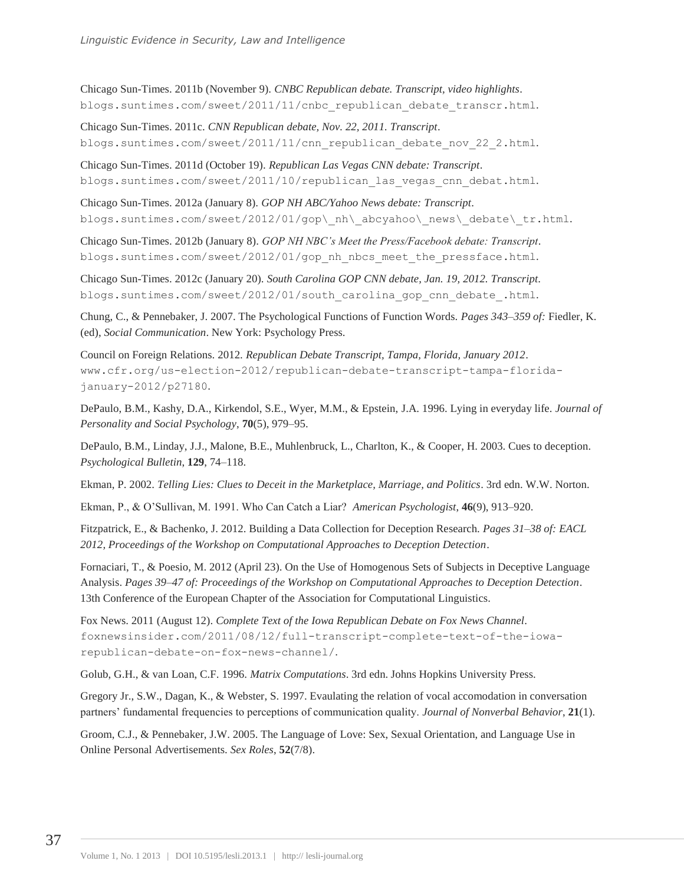Chicago Sun-Times. 2011b (November 9). *CNBC Republican debate. Transcript, video highlights*. blogs.suntimes.com/sweet/2011/11/cnbc_republican_debate_transcr.html.

Chicago Sun-Times. 2011c. *CNN Republican debate, Nov. 22, 2011. Transcript*. blogs.suntimes.com/sweet/2011/11/cnn_republican_debate_nov_22_2.html.

Chicago Sun-Times. 2011d (October 19). *Republican Las Vegas CNN debate: Transcript*. blogs.suntimes.com/sweet/2011/10/republican_las_vegas_cnn_debat.html.

Chicago Sun-Times. 2012a (January 8). *GOP NH ABC/Yahoo News debate: Transcript*. blogs.suntimes.com/sweet/2012/01/gop\_nh\_abcyahoo\_news\_debate\_tr.html.

Chicago Sun-Times. 2012b (January 8). *GOP NH NBC's Meet the Press/Facebook debate: Transcript*. blogs.suntimes.com/sweet/2012/01/gop_nh_nbcs_meet_the_pressface.html.

Chicago Sun-Times. 2012c (January 20). *South Carolina GOP CNN debate, Jan. 19, 2012. Transcript*. blogs.suntimes.com/sweet/2012/01/south_carolina_gop_cnn_debate_.html.

Chung, C., & Pennebaker, J. 2007. The Psychological Functions of Function Words. *Pages 343–359 of:* Fiedler, K. (ed), *Social Communication*. New York: Psychology Press.

Council on Foreign Relations. 2012. *Republican Debate Transcript, Tampa, Florida, January 2012*. www.cfr.org/us-election-2012/republican-debate-transcript-tampa-florida-january-2012/p27180.

DePaulo, B.M., Kashy, D.A., Kirkendol, S.E., Wyer, M.M., & Epstein, J.A. 1996. Lying in everyday life. *Journal of Personality and Social Psychology*, **70**(5), 979–95.

DePaulo, B.M., Linday, J.J., Malone, B.E., Muhlenbruck, L., Charlton, K., & Cooper, H. 2003. Cues to deception. *Psychological Bulletin*, **129**, 74–118.

Ekman, P. 2002. *Telling Lies: Clues to Deceit in the Marketplace, Marriage, and Politics*. 3rd edn. W.W. Norton.

Ekman, P., & O'Sullivan, M. 1991. Who Can Catch a Liar? *American Psychologist*, **46**(9), 913–920.

Fitzpatrick, E., & Bachenko, J. 2012. Building a Data Collection for Deception Research. *Pages 31–38 of: EACL 2012, Proceedings of the Workshop on Computational Approaches to Deception Detection*.

Fornaciari, T., & Poesio, M. 2012 (April 23). On the Use of Homogenous Sets of Subjects in Deceptive Language Analysis. *Pages 39–47 of: Proceedings of the Workshop on Computational Approaches to Deception Detection*. 13th Conference of the European Chapter of the Association for Computational Linguistics.

Fox News. 2011 (August 12). *Complete Text of the Iowa Republican Debate on Fox News Channel*. foxnewsinsider.com/2011/08/12/full-transcript-complete-text-of-the-iowa-republican-debate-on-fox-news-channel/.

Golub, G.H., & van Loan, C.F. 1996. *Matrix Computations*. 3rd edn. Johns Hopkins University Press.

Gregory Jr., S.W., Dagan, K., & Webster, S. 1997. Evaulating the relation of vocal accomodation in conversation partners' fundamental frequencies to perceptions of communication quality. *Journal of Nonverbal Behavior*, **21**(1).

Groom, C.J., & Pennebaker, J.W. 2005. The Language of Love: Sex, Sexual Orientation, and Language Use in Online Personal Advertisements. *Sex Roles*, **52**(7/8).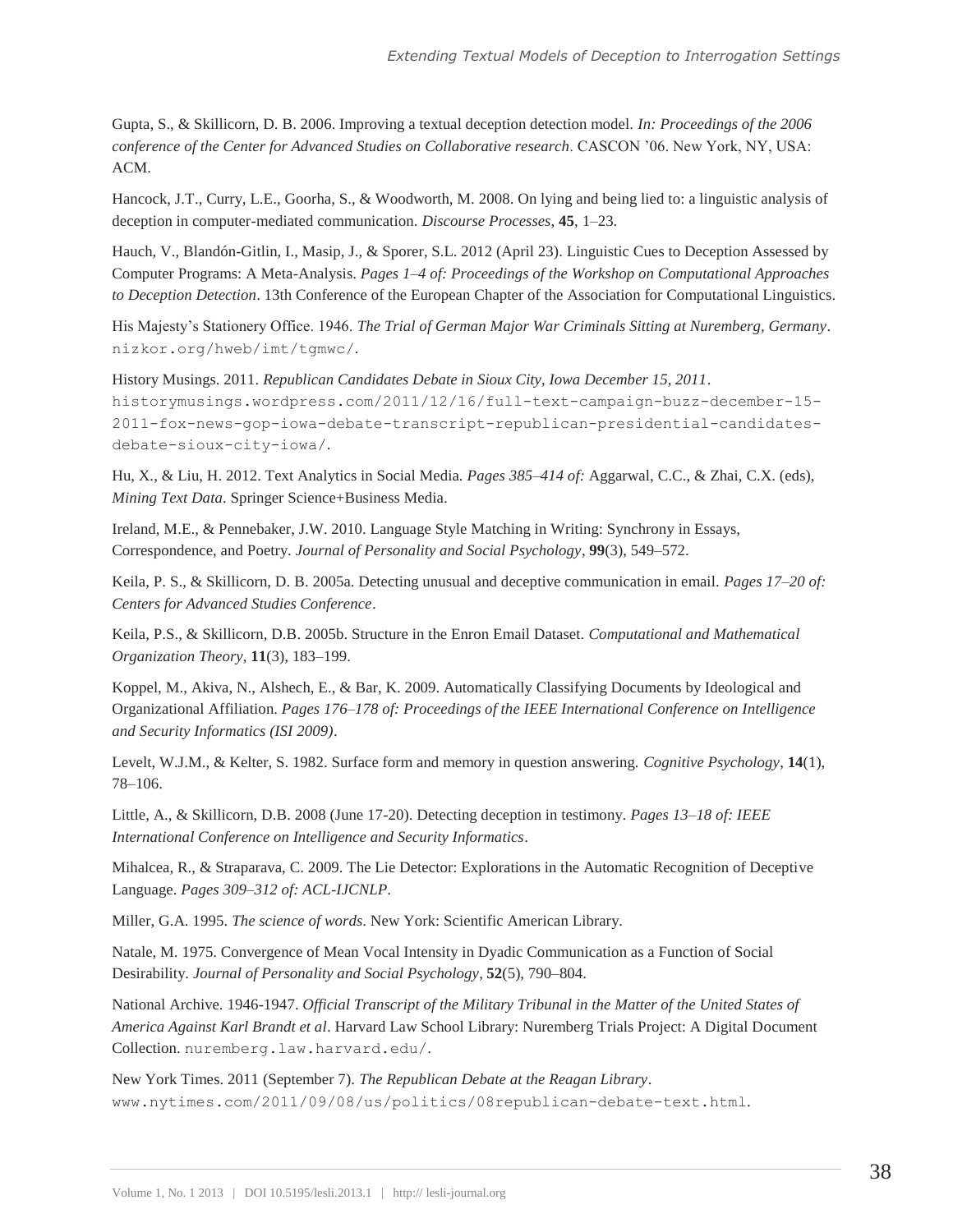Gupta, S., & Skillicorn, D. B. 2006. Improving a textual deception detection model. *In: Proceedings of the 2006 conference of the Center for Advanced Studies on Collaborative research*. CASCON '06. New York, NY, USA: ACM.

Hancock, J.T., Curry, L.E., Goorha, S., & Woodworth, M. 2008. On lying and being lied to: a linguistic analysis of deception in computer-mediated communication. *Discourse Processes*, **45**, 1–23.

Hauch, V., Blandón-Gitlin, I., Masip, J., & Sporer, S.L. 2012 (April 23). Linguistic Cues to Deception Assessed by Computer Programs: A Meta-Analysis. *Pages 1–4 of: Proceedings of the Workshop on Computational Approaches to Deception Detection*. 13th Conference of the European Chapter of the Association for Computational Linguistics.

His Majesty's Stationery Office. 1946. *The Trial of German Major War Criminals Sitting at Nuremberg, Germany*. nizkor.org/hweb/imt/tgmwc/.

History Musings. 2011. *Republican Candidates Debate in Sioux City, Iowa December 15, 2011*. historymusings.wordpress.com/2011/12/16/full-text-campaign-buzz-december-15-2011-fox-news-gop-iowa-debate-transcript-republican-presidential-candidates-debate-sioux-city-iowa/.

Hu, X., & Liu, H. 2012. Text Analytics in Social Media. *Pages 385–414 of:* Aggarwal, C.C., & Zhai, C.X. (eds), *Mining Text Data*. Springer Science+Business Media.

Ireland, M.E., & Pennebaker, J.W. 2010. Language Style Matching in Writing: Synchrony in Essays, Correspondence, and Poetry. *Journal of Personality and Social Psychology*, **99**(3), 549–572.

Keila, P. S., & Skillicorn, D. B. 2005a. Detecting unusual and deceptive communication in email. *Pages 17–20 of: Centers for Advanced Studies Conference*.

Keila, P.S., & Skillicorn, D.B. 2005b. Structure in the Enron Email Dataset. *Computational and Mathematical Organization Theory*, **11**(3), 183–199.

Koppel, M., Akiva, N., Alshech, E., & Bar, K. 2009. Automatically Classifying Documents by Ideological and Organizational Affiliation. *Pages 176–178 of: Proceedings of the IEEE International Conference on Intelligence and Security Informatics (ISI 2009)*.

Levelt, W.J.M., & Kelter, S. 1982. Surface form and memory in question answering. *Cognitive Psychology*, **14**(1), 78–106.

Little, A., & Skillicorn, D.B. 2008 (June 17-20). Detecting deception in testimony. *Pages 13–18 of: IEEE International Conference on Intelligence and Security Informatics*.

Mihalcea, R., & Straparava, C. 2009. The Lie Detector: Explorations in the Automatic Recognition of Deceptive Language. *Pages 309–312 of: ACL-IJCNLP*.

Miller, G.A. 1995. *The science of words*. New York: Scientific American Library.

Natale, M. 1975. Convergence of Mean Vocal Intensity in Dyadic Communication as a Function of Social Desirability. *Journal of Personality and Social Psychology*, **52**(5), 790–804.

National Archive. 1946-1947. *Official Transcript of the Military Tribunal in the Matter of the United States of America Against Karl Brandt et al*. Harvard Law School Library: Nuremberg Trials Project: A Digital Document Collection. nuremberg.law.harvard.edu/.

New York Times. 2011 (September 7). *The Republican Debate at the Reagan Library*. www.nytimes.com/2011/09/08/us/politics/08republican-debate-text.html.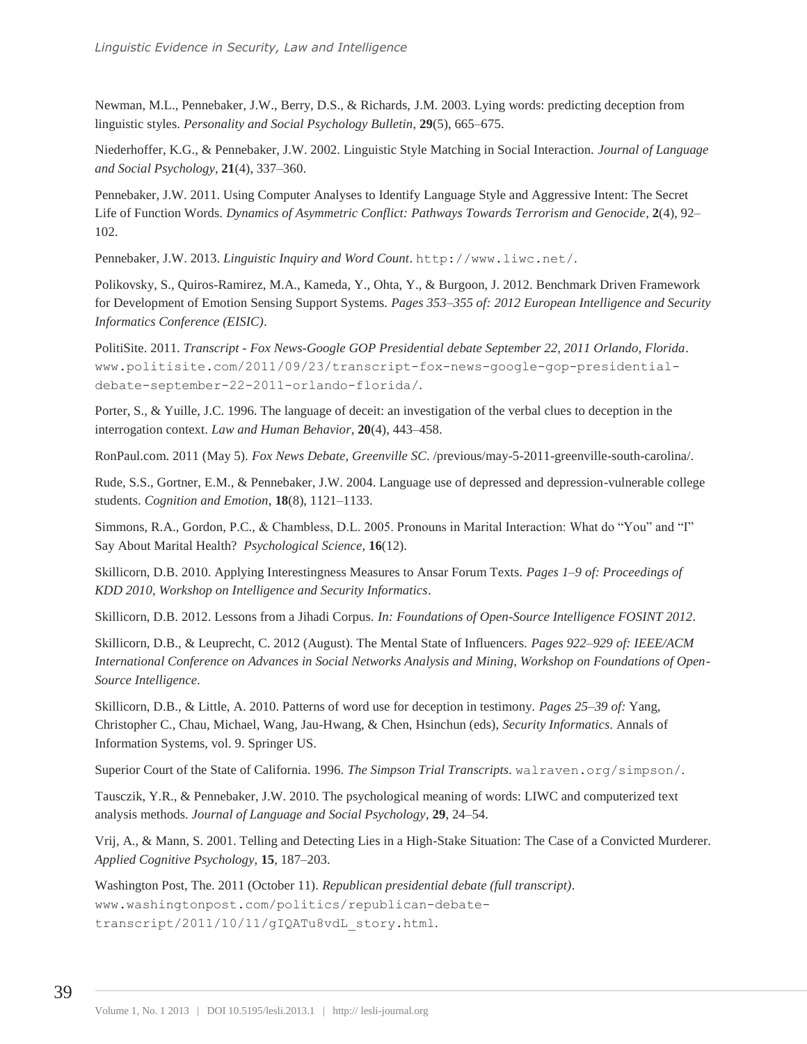Newman, M.L., Pennebaker, J.W., Berry, D.S., & Richards, J.M. 2003. Lying words: predicting deception from linguistic styles. *Personality and Social Psychology Bulletin*, **29**(5), 665–675.

Niederhoffer, K.G., & Pennebaker, J.W. 2002. Linguistic Style Matching in Social Interaction. *Journal of Language and Social Psychology*, **21**(4), 337–360.

Pennebaker, J.W. 2011. Using Computer Analyses to Identify Language Style and Aggressive Intent: The Secret Life of Function Words. *Dynamics of Asymmetric Conflict: Pathways Towards Terrorism and Genocide*, **2**(4), 92–102.

Pennebaker, J.W. 2013. *Linguistic Inquiry and Word Count*. http://www.liwc.net/.

Polikovsky, S., Quiros-Ramirez, M.A., Kameda, Y., Ohta, Y., & Burgoon, J. 2012. Benchmark Driven Framework for Development of Emotion Sensing Support Systems. *Pages 353–355 of: 2012 European Intelligence and Security Informatics Conference (EISIC)*.

PolitiSite. 2011. *Transcript - Fox News-Google GOP Presidential debate September 22, 2011 Orlando, Florida*. www.politisite.com/2011/09/23/transcript-fox-news-google-gop-presidential-debate-september-22-2011-orlando-florida/.

Porter, S., & Yuille, J.C. 1996. The language of deceit: an investigation of the verbal clues to deception in the interrogation context. *Law and Human Behavior*, **20**(4), 443–458.

RonPaul.com. 2011 (May 5). *Fox News Debate, Greenville SC*. /previous/may-5-2011-greenville-south-carolina/.

Rude, S.S., Gortner, E.M., & Pennebaker, J.W. 2004. Language use of depressed and depression-vulnerable college students. *Cognition and Emotion*, **18**(8), 1121–1133.

Simmons, R.A., Gordon, P.C., & Chambless, D.L. 2005. Pronouns in Marital Interaction: What do "You" and "I" Say About Marital Health? *Psychological Science*, **16**(12).

Skillicorn, D.B. 2010. Applying Interestingness Measures to Ansar Forum Texts. *Pages 1–9 of: Proceedings of KDD 2010, Workshop on Intelligence and Security Informatics*.

Skillicorn, D.B. 2012. Lessons from a Jihadi Corpus. *In: Foundations of Open-Source Intelligence FOSINT 2012*.

Skillicorn, D.B., & Leuprecht, C. 2012 (August). The Mental State of Influencers. *Pages 922–929 of: IEEE/ACM International Conference on Advances in Social Networks Analysis and Mining, Workshop on Foundations of Open-Source Intelligence*.

Skillicorn, D.B., & Little, A. 2010. Patterns of word use for deception in testimony. *Pages 25–39 of:* Yang, Christopher C., Chau, Michael, Wang, Jau-Hwang, & Chen, Hsinchun (eds), *Security Informatics*. Annals of Information Systems, vol. 9. Springer US.

Superior Court of the State of California. 1996. *The Simpson Trial Transcripts*. walraven.org/simpson/.

Tausczik, Y.R., & Pennebaker, J.W. 2010. The psychological meaning of words: LIWC and computerized text analysis methods. *Journal of Language and Social Psychology*, **29**, 24–54.

Vrij, A., & Mann, S. 2001. Telling and Detecting Lies in a High-Stake Situation: The Case of a Convicted Murderer. *Applied Cognitive Psychology*, **15**, 187–203.

Washington Post, The. 2011 (October 11). *Republican presidential debate (full transcript)*. www.washingtonpost.com/politics/republican-debate-transcript/2011/10/11/gIQATu8vdL_story.html.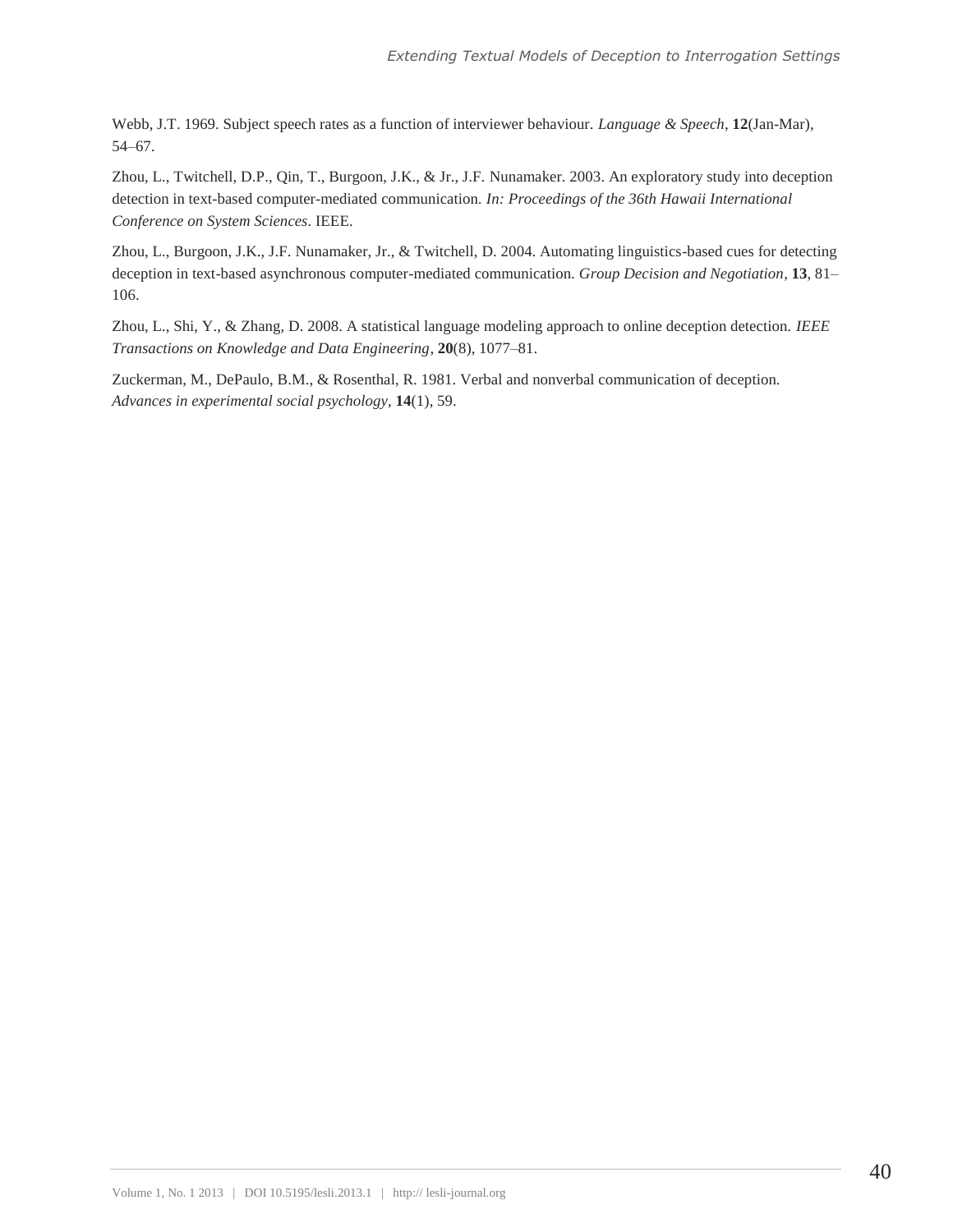Webb, J.T. 1969. Subject speech rates as a function of interviewer behaviour. *Language & Speech*, **12**(Jan-Mar), 54–67.

Zhou, L., Twitchell, D.P., Qin, T., Burgoon, J.K., & Jr., J.F. Nunamaker. 2003. An exploratory study into deception detection in text-based computer-mediated communication. *In: Proceedings of the 36th Hawaii International Conference on System Sciences*. IEEE.

Zhou, L., Burgoon, J.K., J.F. Nunamaker, Jr., & Twitchell, D. 2004. Automating linguistics-based cues for detecting deception in text-based asynchronous computer-mediated communication. *Group Decision and Negotiation*, **13**, 81–106.

Zhou, L., Shi, Y., & Zhang, D. 2008. A statistical language modeling approach to online deception detection. *IEEE Transactions on Knowledge and Data Engineering*, **20**(8), 1077–81.

Zuckerman, M., DePaulo, B.M., & Rosenthal, R. 1981. Verbal and nonverbal communication of deception. *Advances in experimental social psychology*, **14**(1), 59.